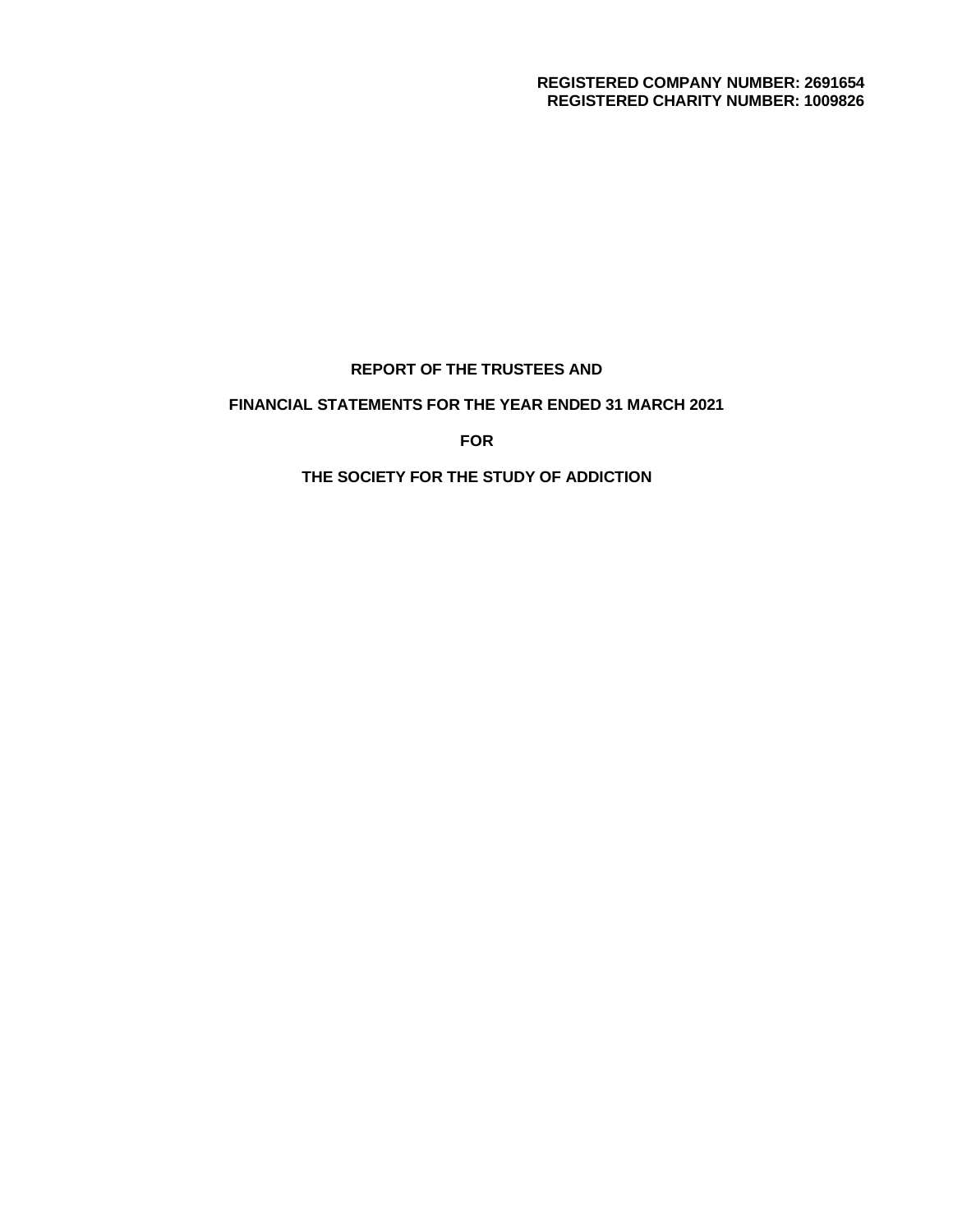**REGISTERED COMPANY NUMBER: 2691654**
**REGISTERED CHARITY NUMBER: 1009826**

# REPORT OF THE TRUSTEES AND

# FINANCIAL STATEMENTS FOR THE YEAR ENDED 31 MARCH 2021

# FOR

# THE SOCIETY FOR THE STUDY OF ADDICTION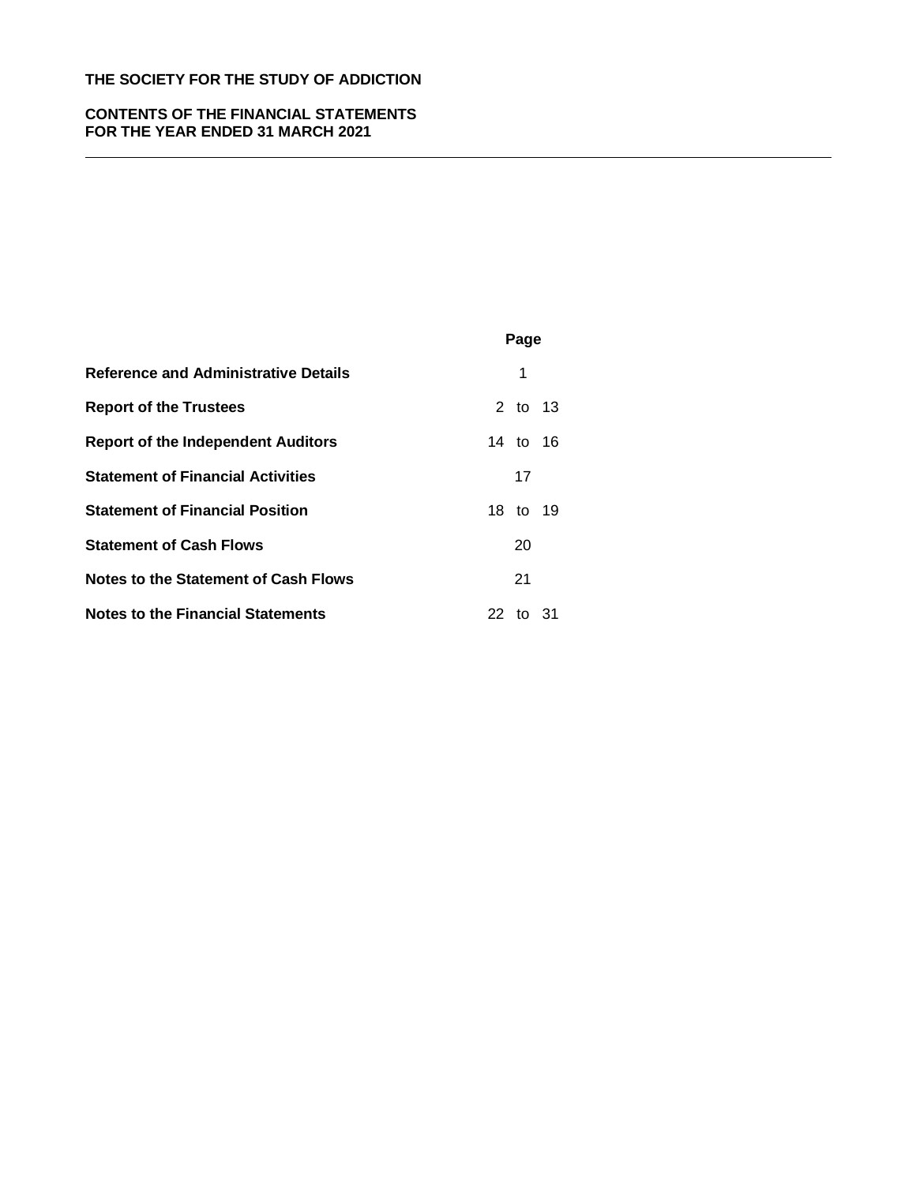# THE SOCIETY FOR THE STUDY OF ADDICTION

## CONTENTS OF THE FINANCIAL STATEMENTS FOR THE YEAR ENDED 31 MARCH 2021

| | Page |
|---|---|
| **Reference and Administrative Details** | 1 |
| **Report of the Trustees** | 2 to 13 |
| **Report of the Independent Auditors** | 14 to 16 |
| **Statement of Financial Activities** | 17 |
| **Statement of Financial Position** | 18 to 19 |
| **Statement of Cash Flows** | 20 |
| **Notes to the Statement of Cash Flows** | 21 |
| **Notes to the Financial Statements** | 22 to 31 |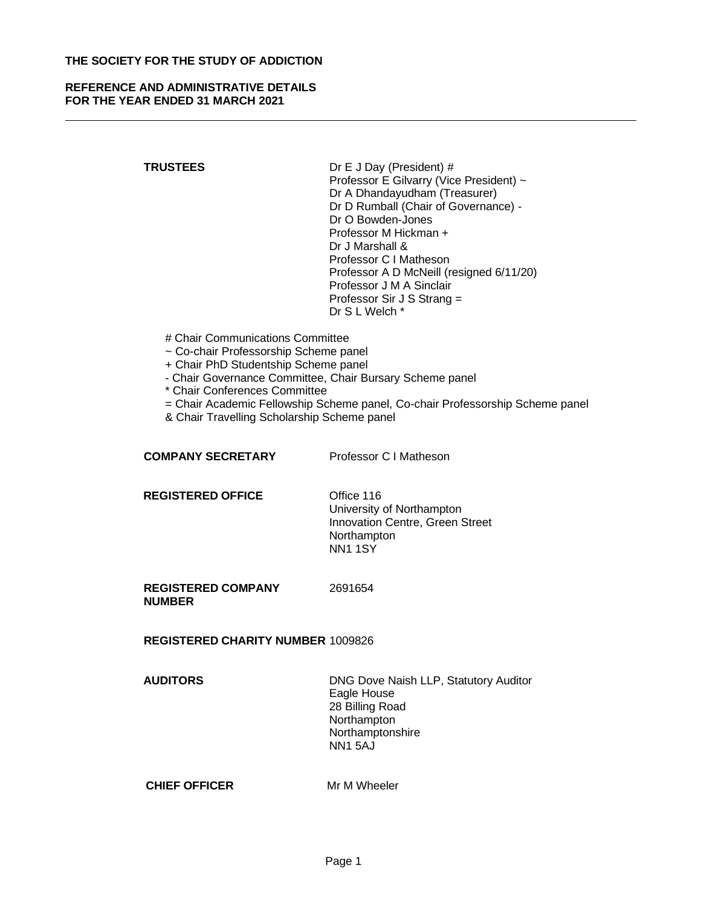**THE SOCIETY FOR THE STUDY OF ADDICTION**

**REFERENCE AND ADMINISTRATIVE DETAILS**
**FOR THE YEAR ENDED 31 MARCH 2021**

---

**TRUSTEES**

Dr E J Day (President) #
Professor E Gilvarry (Vice President) ~
Dr A Dhandayudham (Treasurer)
Dr D Rumball (Chair of Governance) -
Dr O Bowden-Jones
Professor M Hickman +
Dr J Marshall &
Professor C I Matheson
Professor A D McNeill (resigned 6/11/20)
Professor J M A Sinclair
Professor Sir J S Strang =
Dr S L Welch *

# Chair Communications Committee
~ Co-chair Professorship Scheme panel
+ Chair PhD Studentship Scheme panel
- Chair Governance Committee, Chair Bursary Scheme panel
* Chair Conferences Committee
= Chair Academic Fellowship Scheme panel, Co-chair Professorship Scheme panel
& Chair Travelling Scholarship Scheme panel

**COMPANY SECRETARY**

Professor C I Matheson

**REGISTERED OFFICE**

Office 116
University of Northampton
Innovation Centre, Green Street
Northampton
NN1 1SY

**REGISTERED COMPANY NUMBER**

2691654

**REGISTERED CHARITY NUMBER** 1009826

**AUDITORS**

DNG Dove Naish LLP, Statutory Auditor
Eagle House
28 Billing Road
Northampton
Northamptonshire
NN1 5AJ

**CHIEF OFFICER**

Mr M Wheeler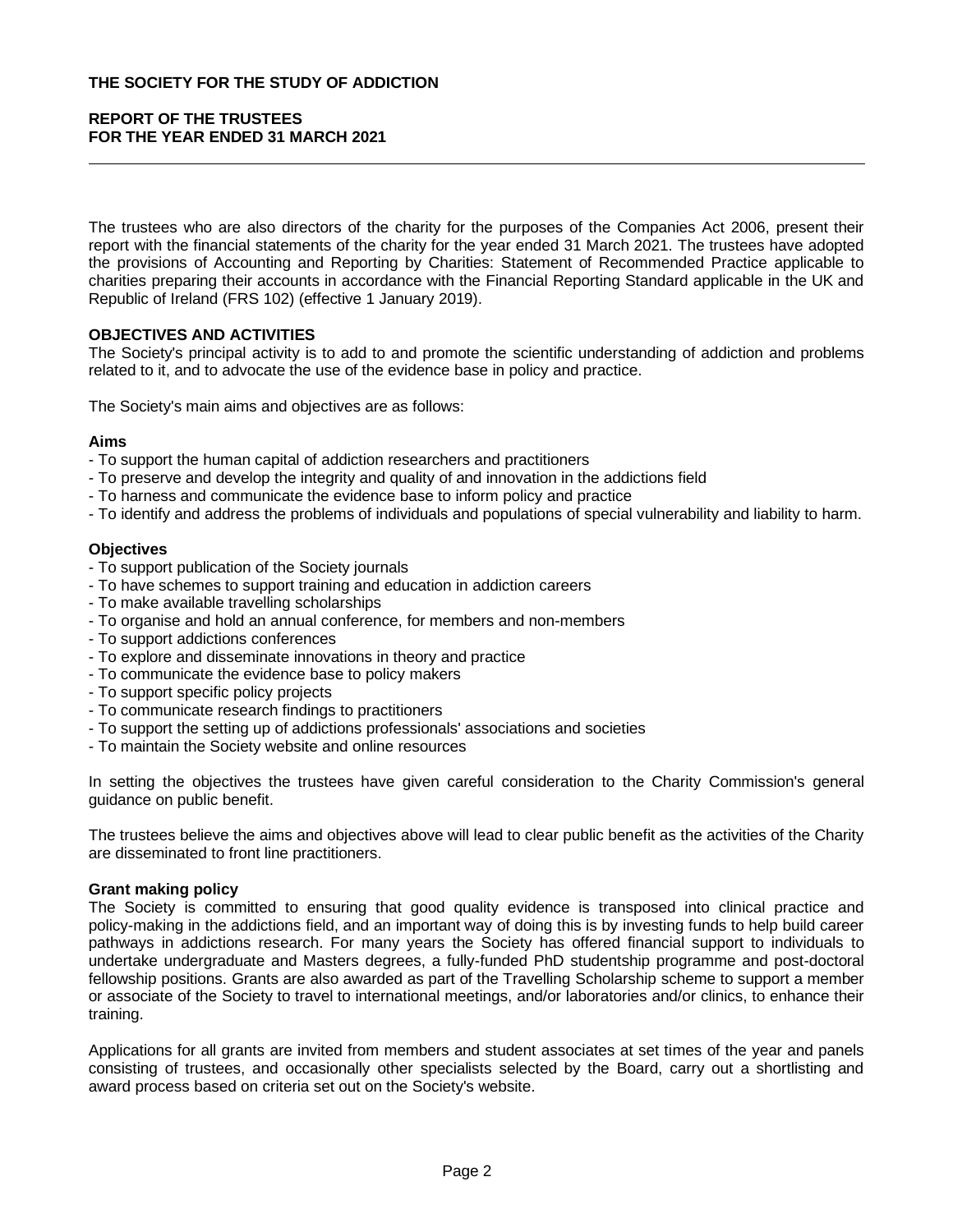The trustees who are also directors of the charity for the purposes of the Companies Act 2006, present their report with the financial statements of the charity for the year ended 31 March 2021. The trustees have adopted the provisions of Accounting and Reporting by Charities: Statement of Recommended Practice applicable to charities preparing their accounts in accordance with the Financial Reporting Standard applicable in the UK and Republic of Ireland (FRS 102) (effective 1 January 2019).

## OBJECTIVES AND ACTIVITIES

The Society's principal activity is to add to and promote the scientific understanding of addiction and problems related to it, and to advocate the use of the evidence base in policy and practice.

The Society's main aims and objectives are as follows:

### Aims

- To support the human capital of addiction researchers and practitioners
- To preserve and develop the integrity and quality of and innovation in the addictions field
- To harness and communicate the evidence base to inform policy and practice
- To identify and address the problems of individuals and populations of special vulnerability and liability to harm.

### Objectives

- To support publication of the Society journals
- To have schemes to support training and education in addiction careers
- To make available travelling scholarships
- To organise and hold an annual conference, for members and non-members
- To support addictions conferences
- To explore and disseminate innovations in theory and practice
- To communicate the evidence base to policy makers
- To support specific policy projects
- To communicate research findings to practitioners
- To support the setting up of addictions professionals' associations and societies
- To maintain the Society website and online resources

In setting the objectives the trustees have given careful consideration to the Charity Commission's general guidance on public benefit.

The trustees believe the aims and objectives above will lead to clear public benefit as the activities of the Charity are disseminated to front line practitioners.

### Grant making policy

The Society is committed to ensuring that good quality evidence is transposed into clinical practice and policy-making in the addictions field, and an important way of doing this is by investing funds to help build career pathways in addictions research. For many years the Society has offered financial support to individuals to undertake undergraduate and Masters degrees, a fully-funded PhD studentship programme and post-doctoral fellowship positions. Grants are also awarded as part of the Travelling Scholarship scheme to support a member or associate of the Society to travel to international meetings, and/or laboratories and/or clinics, to enhance their training.

Applications for all grants are invited from members and student associates at set times of the year and panels consisting of trustees, and occasionally other specialists selected by the Board, carry out a shortlisting and award process based on criteria set out on the Society's website.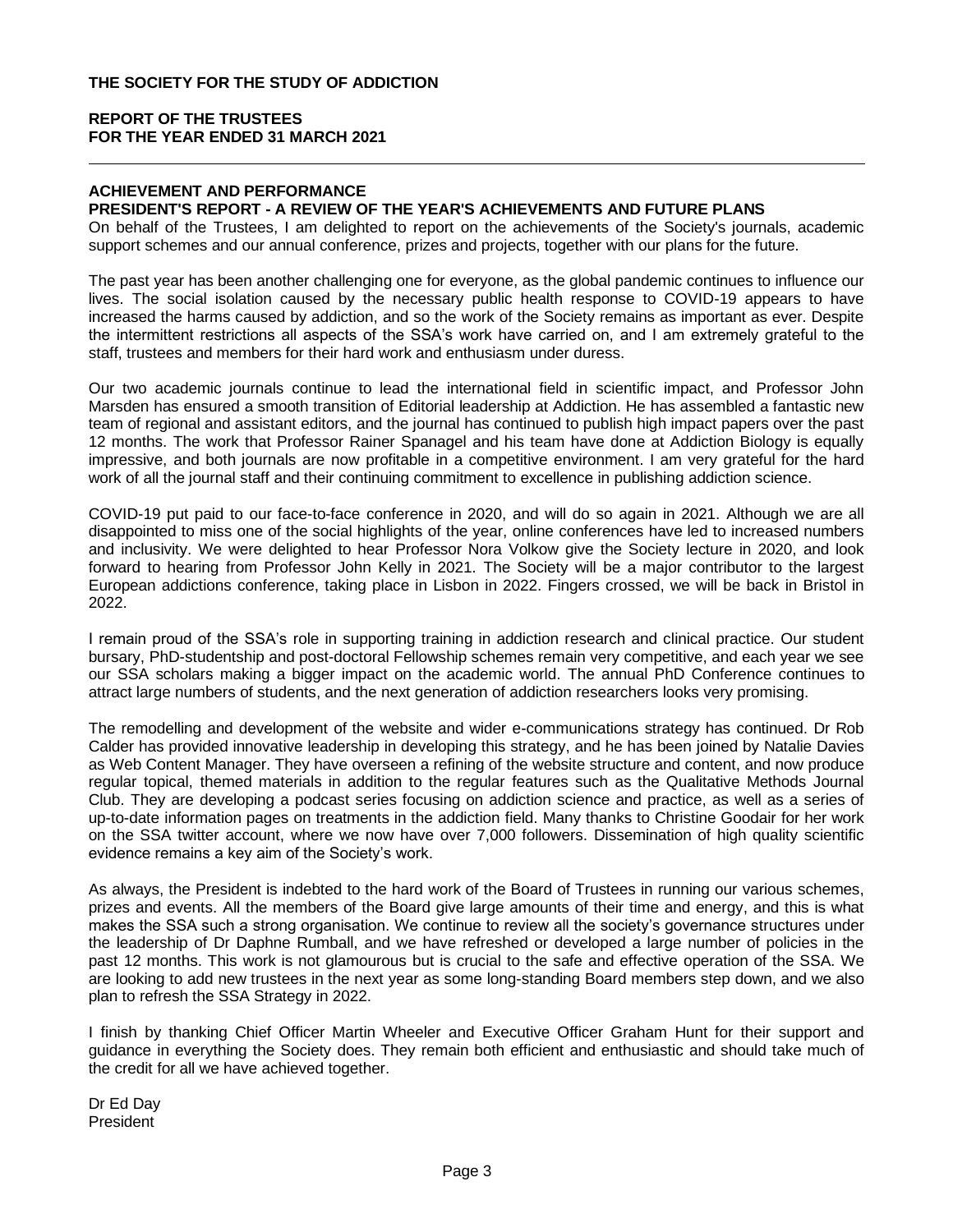# THE SOCIETY FOR THE STUDY OF ADDICTION

## REPORT OF THE TRUSTEES
## FOR THE YEAR ENDED 31 MARCH 2021

### ACHIEVEMENT AND PERFORMANCE

#### PRESIDENT'S REPORT - A REVIEW OF THE YEAR'S ACHIEVEMENTS AND FUTURE PLANS

On behalf of the Trustees, I am delighted to report on the achievements of the Society's journals, academic support schemes and our annual conference, prizes and projects, together with our plans for the future.

The past year has been another challenging one for everyone, as the global pandemic continues to influence our lives. The social isolation caused by the necessary public health response to COVID-19 appears to have increased the harms caused by addiction, and so the work of the Society remains as important as ever. Despite the intermittent restrictions all aspects of the SSA's work have carried on, and I am extremely grateful to the staff, trustees and members for their hard work and enthusiasm under duress.

Our two academic journals continue to lead the international field in scientific impact, and Professor John Marsden has ensured a smooth transition of Editorial leadership at Addiction. He has assembled a fantastic new team of regional and assistant editors, and the journal has continued to publish high impact papers over the past 12 months. The work that Professor Rainer Spanagel and his team have done at Addiction Biology is equally impressive, and both journals are now profitable in a competitive environment. I am very grateful for the hard work of all the journal staff and their continuing commitment to excellence in publishing addiction science.

COVID-19 put paid to our face-to-face conference in 2020, and will do so again in 2021. Although we are all disappointed to miss one of the social highlights of the year, online conferences have led to increased numbers and inclusivity. We were delighted to hear Professor Nora Volkow give the Society lecture in 2020, and look forward to hearing from Professor John Kelly in 2021. The Society will be a major contributor to the largest European addictions conference, taking place in Lisbon in 2022. Fingers crossed, we will be back in Bristol in 2022.

I remain proud of the SSA's role in supporting training in addiction research and clinical practice. Our student bursary, PhD-studentship and post-doctoral Fellowship schemes remain very competitive, and each year we see our SSA scholars making a bigger impact on the academic world. The annual PhD Conference continues to attract large numbers of students, and the next generation of addiction researchers looks very promising.

The remodelling and development of the website and wider e-communications strategy has continued. Dr Rob Calder has provided innovative leadership in developing this strategy, and he has been joined by Natalie Davies as Web Content Manager. They have overseen a refining of the website structure and content, and now produce regular topical, themed materials in addition to the regular features such as the Qualitative Methods Journal Club. They are developing a podcast series focusing on addiction science and practice, as well as a series of up-to-date information pages on treatments in the addiction field. Many thanks to Christine Goodair for her work on the SSA twitter account, where we now have over 7,000 followers. Dissemination of high quality scientific evidence remains a key aim of the Society's work.

As always, the President is indebted to the hard work of the Board of Trustees in running our various schemes, prizes and events. All the members of the Board give large amounts of their time and energy, and this is what makes the SSA such a strong organisation. We continue to review all the society's governance structures under the leadership of Dr Daphne Rumball, and we have refreshed or developed a large number of policies in the past 12 months. This work is not glamourous but is crucial to the safe and effective operation of the SSA. We are looking to add new trustees in the next year as some long-standing Board members step down, and we also plan to refresh the SSA Strategy in 2022.

I finish by thanking Chief Officer Martin Wheeler and Executive Officer Graham Hunt for their support and guidance in everything the Society does. They remain both efficient and enthusiastic and should take much of the credit for all we have achieved together.

Dr Ed Day
President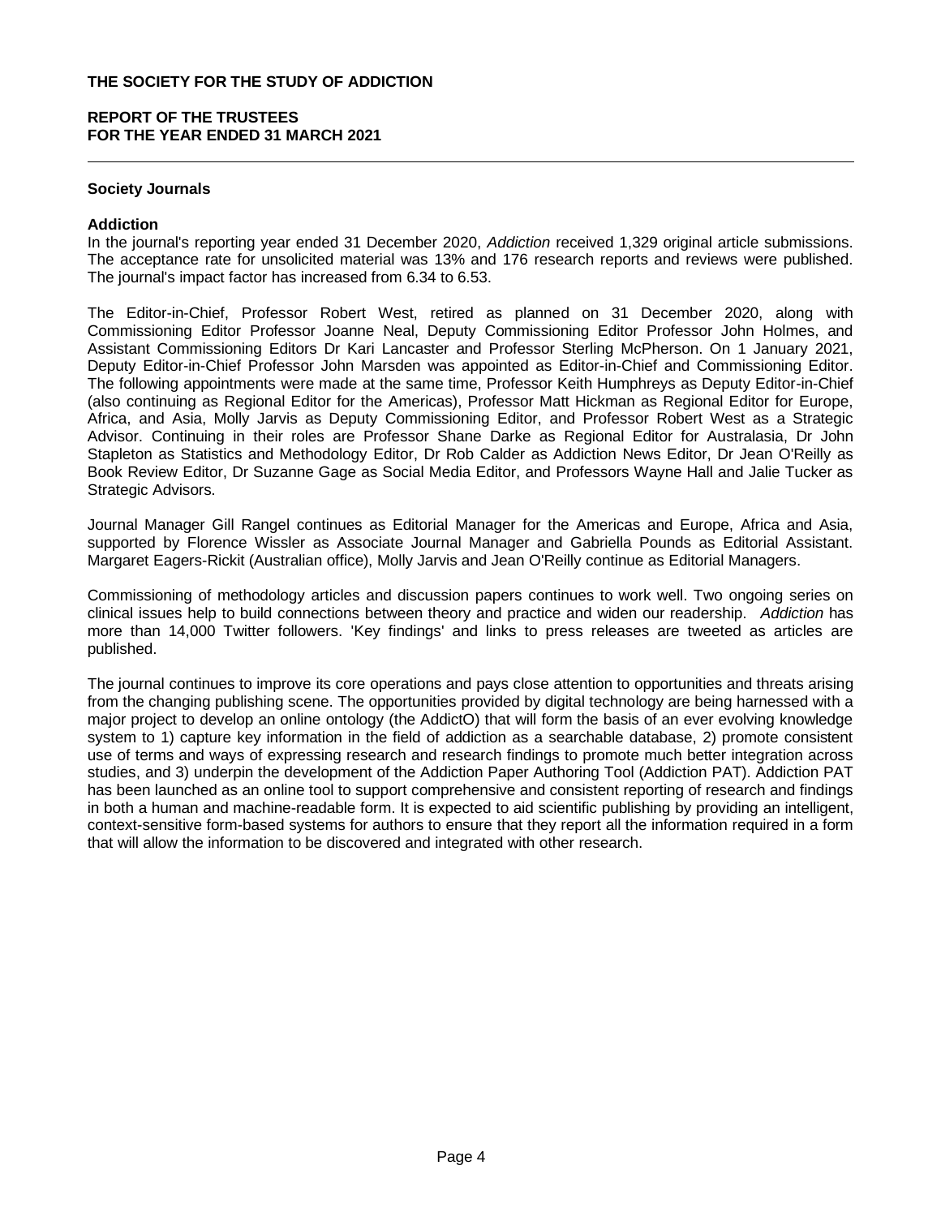## Society Journals

### Addiction

In the journal's reporting year ended 31 December 2020, *Addiction* received 1,329 original article submissions. The acceptance rate for unsolicited material was 13% and 176 research reports and reviews were published. The journal's impact factor has increased from 6.34 to 6.53.

The Editor-in-Chief, Professor Robert West, retired as planned on 31 December 2020, along with Commissioning Editor Professor Joanne Neal, Deputy Commissioning Editor Professor John Holmes, and Assistant Commissioning Editors Dr Kari Lancaster and Professor Sterling McPherson. On 1 January 2021, Deputy Editor-in-Chief Professor John Marsden was appointed as Editor-in-Chief and Commissioning Editor. The following appointments were made at the same time, Professor Keith Humphreys as Deputy Editor-in-Chief (also continuing as Regional Editor for the Americas), Professor Matt Hickman as Regional Editor for Europe, Africa, and Asia, Molly Jarvis as Deputy Commissioning Editor, and Professor Robert West as a Strategic Advisor. Continuing in their roles are Professor Shane Darke as Regional Editor for Australasia, Dr John Stapleton as Statistics and Methodology Editor, Dr Rob Calder as Addiction News Editor, Dr Jean O'Reilly as Book Review Editor, Dr Suzanne Gage as Social Media Editor, and Professors Wayne Hall and Jalie Tucker as Strategic Advisors.

Journal Manager Gill Rangel continues as Editorial Manager for the Americas and Europe, Africa and Asia, supported by Florence Wissler as Associate Journal Manager and Gabriella Pounds as Editorial Assistant. Margaret Eagers-Rickit (Australian office), Molly Jarvis and Jean O'Reilly continue as Editorial Managers.

Commissioning of methodology articles and discussion papers continues to work well. Two ongoing series on clinical issues help to build connections between theory and practice and widen our readership. *Addiction* has more than 14,000 Twitter followers. 'Key findings' and links to press releases are tweeted as articles are published.

The journal continues to improve its core operations and pays close attention to opportunities and threats arising from the changing publishing scene. The opportunities provided by digital technology are being harnessed with a major project to develop an online ontology (the AddictO) that will form the basis of an ever evolving knowledge system to 1) capture key information in the field of addiction as a searchable database, 2) promote consistent use of terms and ways of expressing research and research findings to promote much better integration across studies, and 3) underpin the development of the Addiction Paper Authoring Tool (Addiction PAT). Addiction PAT has been launched as an online tool to support comprehensive and consistent reporting of research and findings in both a human and machine-readable form. It is expected to aid scientific publishing by providing an intelligent, context-sensitive form-based systems for authors to ensure that they report all the information required in a form that will allow the information to be discovered and integrated with other research.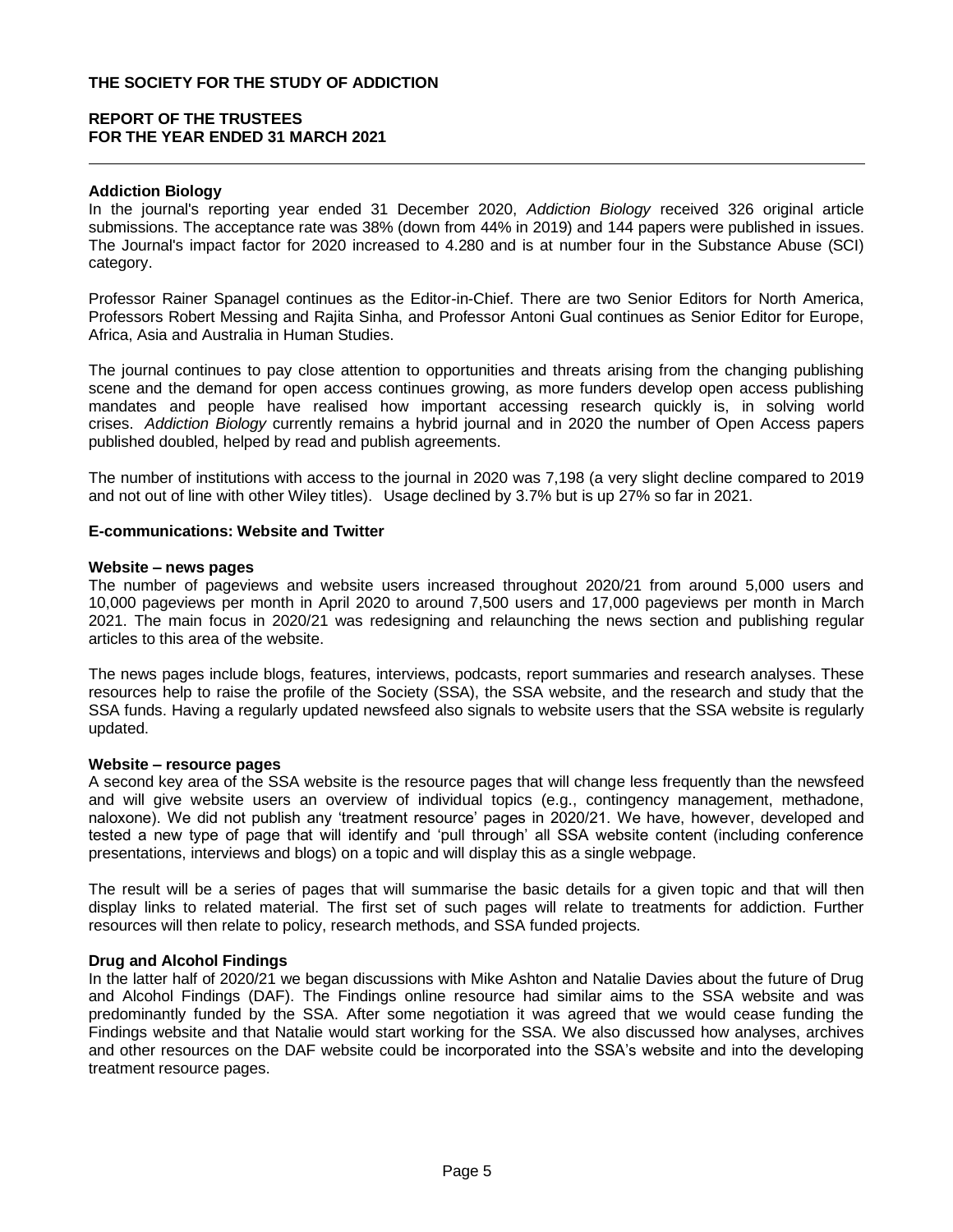### Addiction Biology

In the journal's reporting year ended 31 December 2020, *Addiction Biology* received 326 original article submissions. The acceptance rate was 38% (down from 44% in 2019) and 144 papers were published in issues. The Journal's impact factor for 2020 increased to 4.280 and is at number four in the Substance Abuse (SCI) category.

Professor Rainer Spanagel continues as the Editor-in-Chief. There are two Senior Editors for North America, Professors Robert Messing and Rajita Sinha, and Professor Antoni Gual continues as Senior Editor for Europe, Africa, Asia and Australia in Human Studies.

The journal continues to pay close attention to opportunities and threats arising from the changing publishing scene and the demand for open access continues growing, as more funders develop open access publishing mandates and people have realised how important accessing research quickly is, in solving world crises. *Addiction Biology* currently remains a hybrid journal and in 2020 the number of Open Access papers published doubled, helped by read and publish agreements.

The number of institutions with access to the journal in 2020 was 7,198 (a very slight decline compared to 2019 and not out of line with other Wiley titles). Usage declined by 3.7% but is up 27% so far in 2021.

### E-communications: Website and Twitter

#### Website – news pages

The number of pageviews and website users increased throughout 2020/21 from around 5,000 users and 10,000 pageviews per month in April 2020 to around 7,500 users and 17,000 pageviews per month in March 2021. The main focus in 2020/21 was redesigning and relaunching the news section and publishing regular articles to this area of the website.

The news pages include blogs, features, interviews, podcasts, report summaries and research analyses. These resources help to raise the profile of the Society (SSA), the SSA website, and the research and study that the SSA funds. Having a regularly updated newsfeed also signals to website users that the SSA website is regularly updated.

#### Website – resource pages

A second key area of the SSA website is the resource pages that will change less frequently than the newsfeed and will give website users an overview of individual topics (e.g., contingency management, methadone, naloxone). We did not publish any 'treatment resource' pages in 2020/21. We have, however, developed and tested a new type of page that will identify and 'pull through' all SSA website content (including conference presentations, interviews and blogs) on a topic and will display this as a single webpage.

The result will be a series of pages that will summarise the basic details for a given topic and that will then display links to related material. The first set of such pages will relate to treatments for addiction. Further resources will then relate to policy, research methods, and SSA funded projects.

#### Drug and Alcohol Findings

In the latter half of 2020/21 we began discussions with Mike Ashton and Natalie Davies about the future of Drug and Alcohol Findings (DAF). The Findings online resource had similar aims to the SSA website and was predominantly funded by the SSA. After some negotiation it was agreed that we would cease funding the Findings website and that Natalie would start working for the SSA. We also discussed how analyses, archives and other resources on the DAF website could be incorporated into the SSA's website and into the developing treatment resource pages.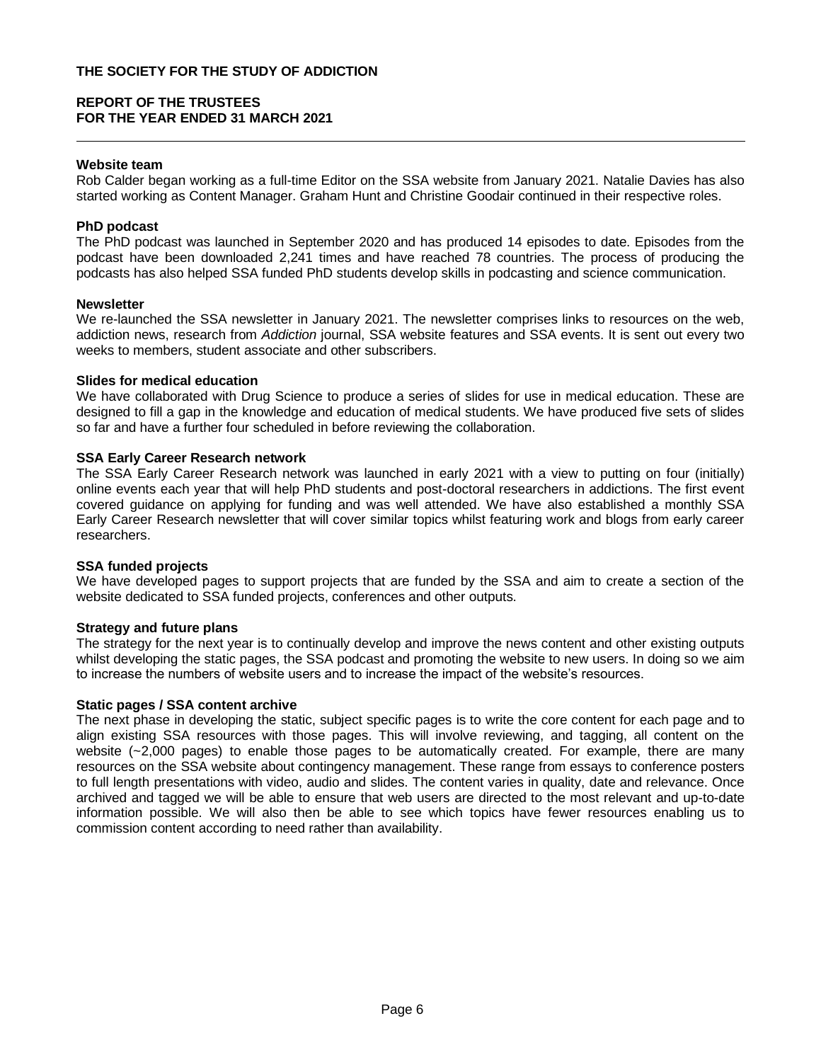#### Website team

Rob Calder began working as a full-time Editor on the SSA website from January 2021. Natalie Davies has also started working as Content Manager. Graham Hunt and Christine Goodair continued in their respective roles.

#### PhD podcast

The PhD podcast was launched in September 2020 and has produced 14 episodes to date. Episodes from the podcast have been downloaded 2,241 times and have reached 78 countries. The process of producing the podcasts has also helped SSA funded PhD students develop skills in podcasting and science communication.

#### Newsletter

We re-launched the SSA newsletter in January 2021. The newsletter comprises links to resources on the web, addiction news, research from *Addiction* journal, SSA website features and SSA events. It is sent out every two weeks to members, student associate and other subscribers.

#### Slides for medical education

We have collaborated with Drug Science to produce a series of slides for use in medical education. These are designed to fill a gap in the knowledge and education of medical students. We have produced five sets of slides so far and have a further four scheduled in before reviewing the collaboration.

#### SSA Early Career Research network

The SSA Early Career Research network was launched in early 2021 with a view to putting on four (initially) online events each year that will help PhD students and post-doctoral researchers in addictions. The first event covered guidance on applying for funding and was well attended. We have also established a monthly SSA Early Career Research newsletter that will cover similar topics whilst featuring work and blogs from early career researchers.

#### SSA funded projects

We have developed pages to support projects that are funded by the SSA and aim to create a section of the website dedicated to SSA funded projects, conferences and other outputs.

#### Strategy and future plans

The strategy for the next year is to continually develop and improve the news content and other existing outputs whilst developing the static pages, the SSA podcast and promoting the website to new users. In doing so we aim to increase the numbers of website users and to increase the impact of the website's resources.

#### Static pages / SSA content archive

The next phase in developing the static, subject specific pages is to write the core content for each page and to align existing SSA resources with those pages. This will involve reviewing, and tagging, all content on the website (~2,000 pages) to enable those pages to be automatically created. For example, there are many resources on the SSA website about contingency management. These range from essays to conference posters to full length presentations with video, audio and slides. The content varies in quality, date and relevance. Once archived and tagged we will be able to ensure that web users are directed to the most relevant and up-to-date information possible. We will also then be able to see which topics have fewer resources enabling us to commission content according to need rather than availability.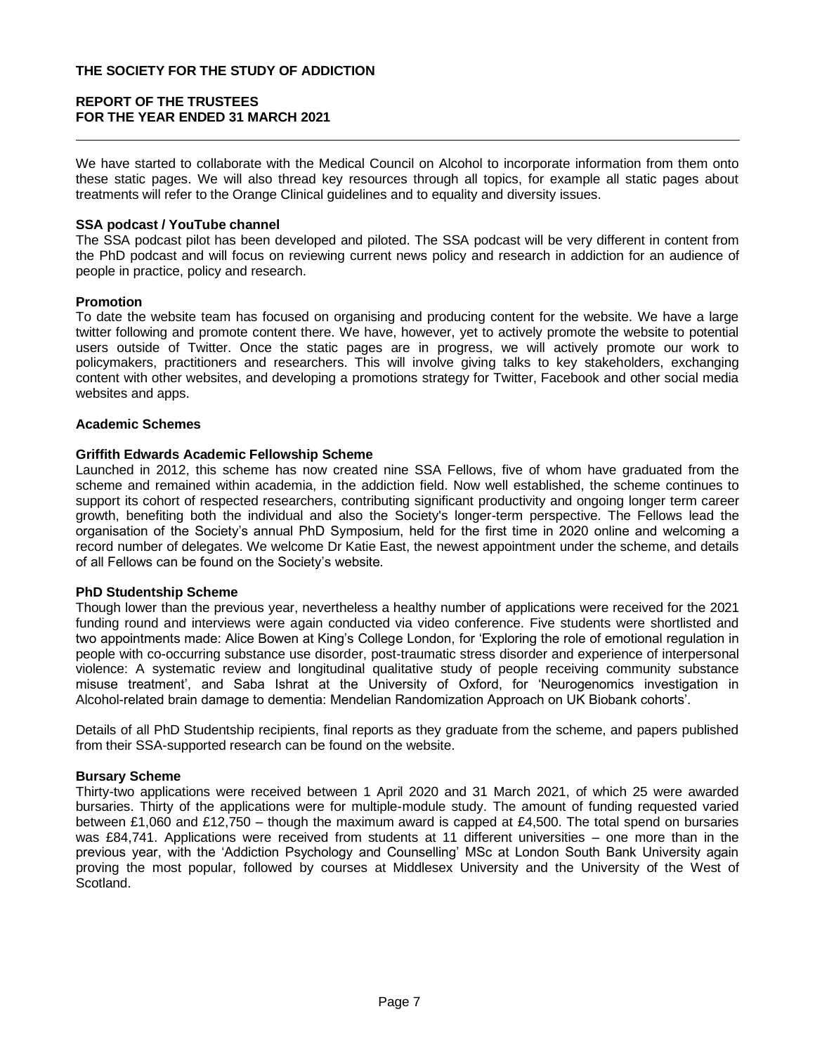We have started to collaborate with the Medical Council on Alcohol to incorporate information from them onto these static pages. We will also thread key resources through all topics, for example all static pages about treatments will refer to the Orange Clinical guidelines and to equality and diversity issues.

**SSA podcast / YouTube channel**

The SSA podcast pilot has been developed and piloted. The SSA podcast will be very different in content from the PhD podcast and will focus on reviewing current news policy and research in addiction for an audience of people in practice, policy and research.

**Promotion**

To date the website team has focused on organising and producing content for the website. We have a large twitter following and promote content there. We have, however, yet to actively promote the website to potential users outside of Twitter. Once the static pages are in progress, we will actively promote our work to policymakers, practitioners and researchers. This will involve giving talks to key stakeholders, exchanging content with other websites, and developing a promotions strategy for Twitter, Facebook and other social media websites and apps.

## Academic Schemes

**Griffith Edwards Academic Fellowship Scheme**

Launched in 2012, this scheme has now created nine SSA Fellows, five of whom have graduated from the scheme and remained within academia, in the addiction field. Now well established, the scheme continues to support its cohort of respected researchers, contributing significant productivity and ongoing longer term career growth, benefiting both the individual and also the Society's longer-term perspective. The Fellows lead the organisation of the Society's annual PhD Symposium, held for the first time in 2020 online and welcoming a record number of delegates. We welcome Dr Katie East, the newest appointment under the scheme, and details of all Fellows can be found on the Society's website.

**PhD Studentship Scheme**

Though lower than the previous year, nevertheless a healthy number of applications were received for the 2021 funding round and interviews were again conducted via video conference. Five students were shortlisted and two appointments made: Alice Bowen at King's College London, for 'Exploring the role of emotional regulation in people with co-occurring substance use disorder, post-traumatic stress disorder and experience of interpersonal violence: A systematic review and longitudinal qualitative study of people receiving community substance misuse treatment', and Saba Ishrat at the University of Oxford, for 'Neurogenomics investigation in Alcohol-related brain damage to dementia: Mendelian Randomization Approach on UK Biobank cohorts'.

Details of all PhD Studentship recipients, final reports as they graduate from the scheme, and papers published from their SSA-supported research can be found on the website.

**Bursary Scheme**

Thirty-two applications were received between 1 April 2020 and 31 March 2021, of which 25 were awarded bursaries. Thirty of the applications were for multiple-module study. The amount of funding requested varied between £1,060 and £12,750 – though the maximum award is capped at £4,500. The total spend on bursaries was £84,741. Applications were received from students at 11 different universities – one more than in the previous year, with the 'Addiction Psychology and Counselling' MSc at London South Bank University again proving the most popular, followed by courses at Middlesex University and the University of the West of Scotland.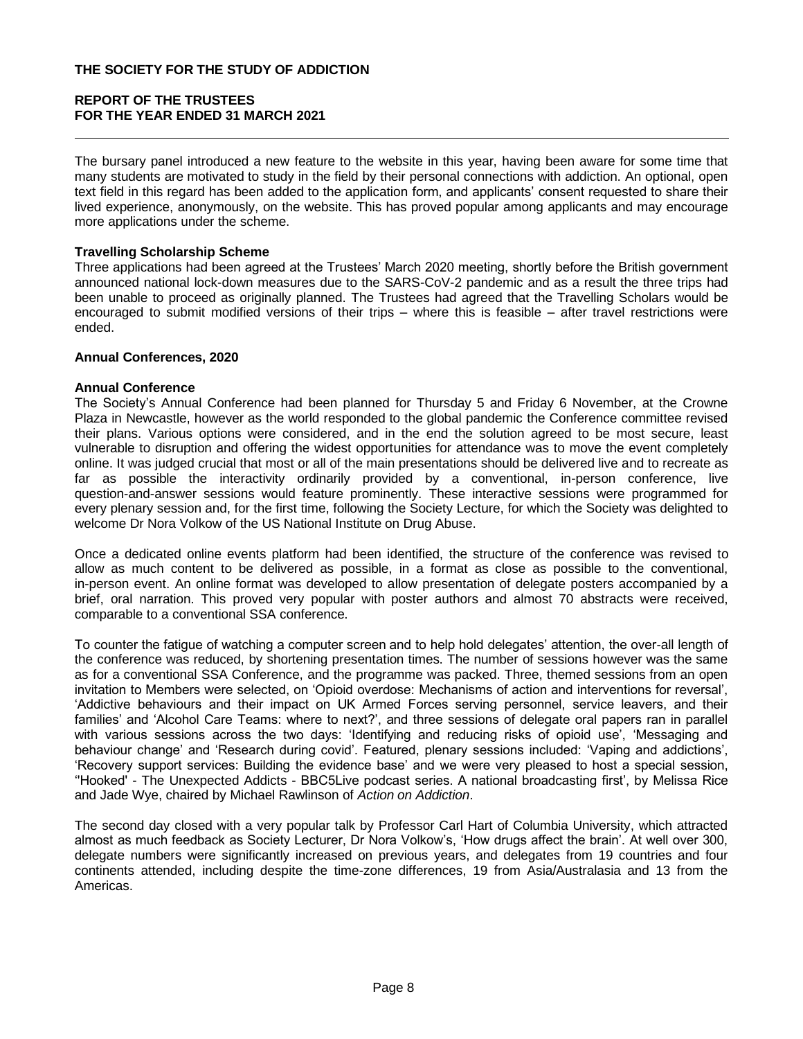The bursary panel introduced a new feature to the website in this year, having been aware for some time that many students are motivated to study in the field by their personal connections with addiction. An optional, open text field in this regard has been added to the application form, and applicants' consent requested to share their lived experience, anonymously, on the website. This has proved popular among applicants and may encourage more applications under the scheme.

**Travelling Scholarship Scheme**

Three applications had been agreed at the Trustees' March 2020 meeting, shortly before the British government announced national lock-down measures due to the SARS-CoV-2 pandemic and as a result the three trips had been unable to proceed as originally planned. The Trustees had agreed that the Travelling Scholars would be encouraged to submit modified versions of their trips – where this is feasible – after travel restrictions were ended.

**Annual Conferences, 2020**

**Annual Conference**

The Society's Annual Conference had been planned for Thursday 5 and Friday 6 November, at the Crowne Plaza in Newcastle, however as the world responded to the global pandemic the Conference committee revised their plans. Various options were considered, and in the end the solution agreed to be most secure, least vulnerable to disruption and offering the widest opportunities for attendance was to move the event completely online. It was judged crucial that most or all of the main presentations should be delivered live and to recreate as far as possible the interactivity ordinarily provided by a conventional, in-person conference, live question-and-answer sessions would feature prominently. These interactive sessions were programmed for every plenary session and, for the first time, following the Society Lecture, for which the Society was delighted to welcome Dr Nora Volkow of the US National Institute on Drug Abuse.

Once a dedicated online events platform had been identified, the structure of the conference was revised to allow as much content to be delivered as possible, in a format as close as possible to the conventional, in-person event. An online format was developed to allow presentation of delegate posters accompanied by a brief, oral narration. This proved very popular with poster authors and almost 70 abstracts were received, comparable to a conventional SSA conference.

To counter the fatigue of watching a computer screen and to help hold delegates' attention, the over-all length of the conference was reduced, by shortening presentation times. The number of sessions however was the same as for a conventional SSA Conference, and the programme was packed. Three, themed sessions from an open invitation to Members were selected, on 'Opioid overdose: Mechanisms of action and interventions for reversal', 'Addictive behaviours and their impact on UK Armed Forces serving personnel, service leavers, and their families' and 'Alcohol Care Teams: where to next?', and three sessions of delegate oral papers ran in parallel with various sessions across the two days: 'Identifying and reducing risks of opioid use', 'Messaging and behaviour change' and 'Research during covid'. Featured, plenary sessions included: 'Vaping and addictions', 'Recovery support services: Building the evidence base' and we were very pleased to host a special session, '"Hooked' - The Unexpected Addicts - BBC5Live podcast series. A national broadcasting first', by Melissa Rice and Jade Wye, chaired by Michael Rawlinson of *Action on Addiction*.

The second day closed with a very popular talk by Professor Carl Hart of Columbia University, which attracted almost as much feedback as Society Lecturer, Dr Nora Volkow's, 'How drugs affect the brain'. At well over 300, delegate numbers were significantly increased on previous years, and delegates from 19 countries and four continents attended, including despite the time-zone differences, 19 from Asia/Australasia and 13 from the Americas.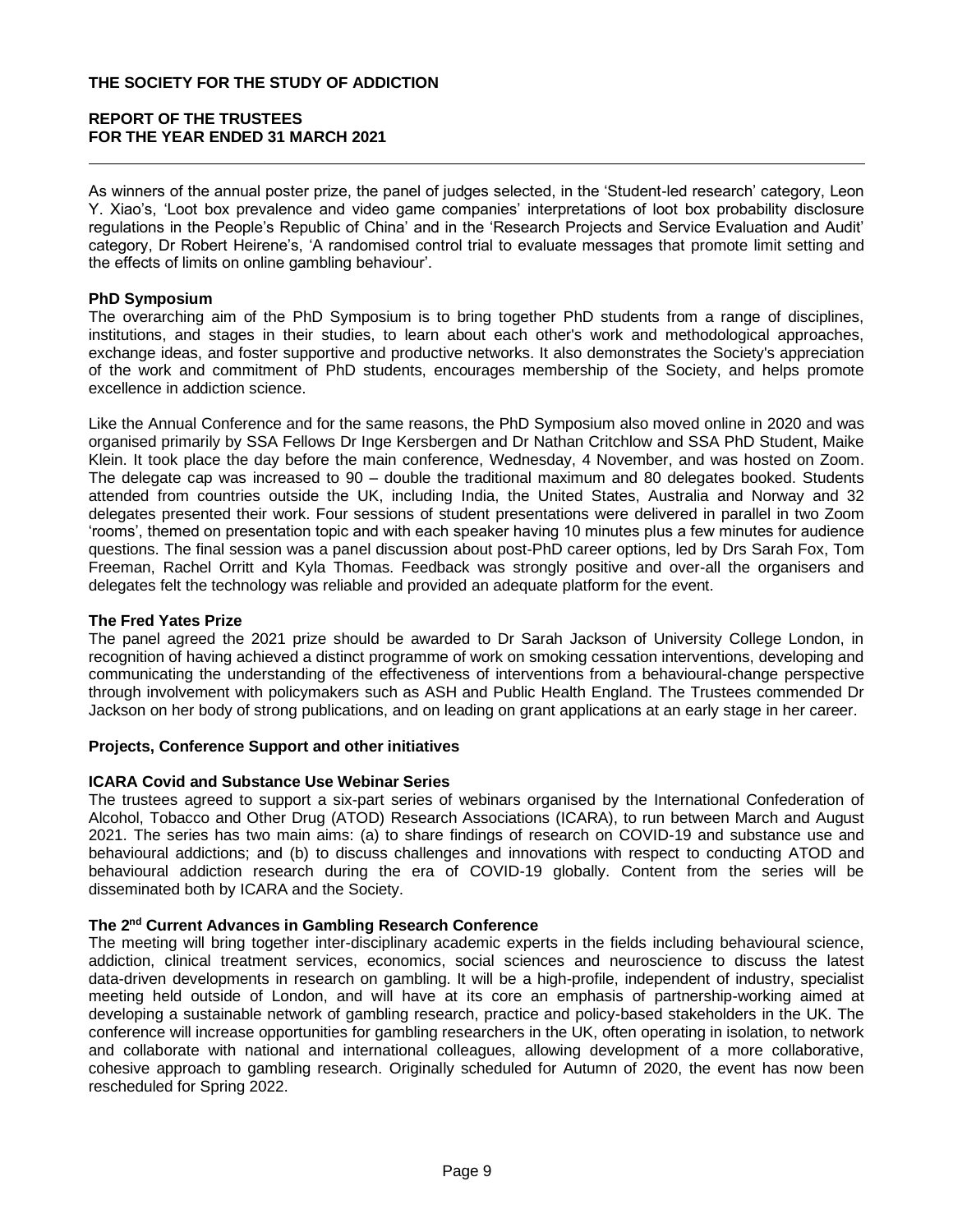As winners of the annual poster prize, the panel of judges selected, in the 'Student-led research' category, Leon Y. Xiao's, 'Loot box prevalence and video game companies' interpretations of loot box probability disclosure regulations in the People's Republic of China' and in the 'Research Projects and Service Evaluation and Audit' category, Dr Robert Heirene's, 'A randomised control trial to evaluate messages that promote limit setting and the effects of limits on online gambling behaviour'.

**PhD Symposium**

The overarching aim of the PhD Symposium is to bring together PhD students from a range of disciplines, institutions, and stages in their studies, to learn about each other's work and methodological approaches, exchange ideas, and foster supportive and productive networks. It also demonstrates the Society's appreciation of the work and commitment of PhD students, encourages membership of the Society, and helps promote excellence in addiction science.

Like the Annual Conference and for the same reasons, the PhD Symposium also moved online in 2020 and was organised primarily by SSA Fellows Dr Inge Kersbergen and Dr Nathan Critchlow and SSA PhD Student, Maike Klein. It took place the day before the main conference, Wednesday, 4 November, and was hosted on Zoom. The delegate cap was increased to 90 – double the traditional maximum and 80 delegates booked. Students attended from countries outside the UK, including India, the United States, Australia and Norway and 32 delegates presented their work. Four sessions of student presentations were delivered in parallel in two Zoom 'rooms', themed on presentation topic and with each speaker having 10 minutes plus a few minutes for audience questions. The final session was a panel discussion about post-PhD career options, led by Drs Sarah Fox, Tom Freeman, Rachel Orritt and Kyla Thomas. Feedback was strongly positive and over-all the organisers and delegates felt the technology was reliable and provided an adequate platform for the event.

**The Fred Yates Prize**

The panel agreed the 2021 prize should be awarded to Dr Sarah Jackson of University College London, in recognition of having achieved a distinct programme of work on smoking cessation interventions, developing and communicating the understanding of the effectiveness of interventions from a behavioural-change perspective through involvement with policymakers such as ASH and Public Health England. The Trustees commended Dr Jackson on her body of strong publications, and on leading on grant applications at an early stage in her career.

**Projects, Conference Support and other initiatives**

**ICARA Covid and Substance Use Webinar Series**

The trustees agreed to support a six-part series of webinars organised by the International Confederation of Alcohol, Tobacco and Other Drug (ATOD) Research Associations (ICARA), to run between March and August 2021. The series has two main aims: (a) to share findings of research on COVID-19 and substance use and behavioural addictions; and (b) to discuss challenges and innovations with respect to conducting ATOD and behavioural addiction research during the era of COVID-19 globally. Content from the series will be disseminated both by ICARA and the Society.

**The 2nd Current Advances in Gambling Research Conference**

The meeting will bring together inter-disciplinary academic experts in the fields including behavioural science, addiction, clinical treatment services, economics, social sciences and neuroscience to discuss the latest data-driven developments in research on gambling. It will be a high-profile, independent of industry, specialist meeting held outside of London, and will have at its core an emphasis of partnership-working aimed at developing a sustainable network of gambling research, practice and policy-based stakeholders in the UK. The conference will increase opportunities for gambling researchers in the UK, often operating in isolation, to network and collaborate with national and international colleagues, allowing development of a more collaborative, cohesive approach to gambling research. Originally scheduled for Autumn of 2020, the event has now been rescheduled for Spring 2022.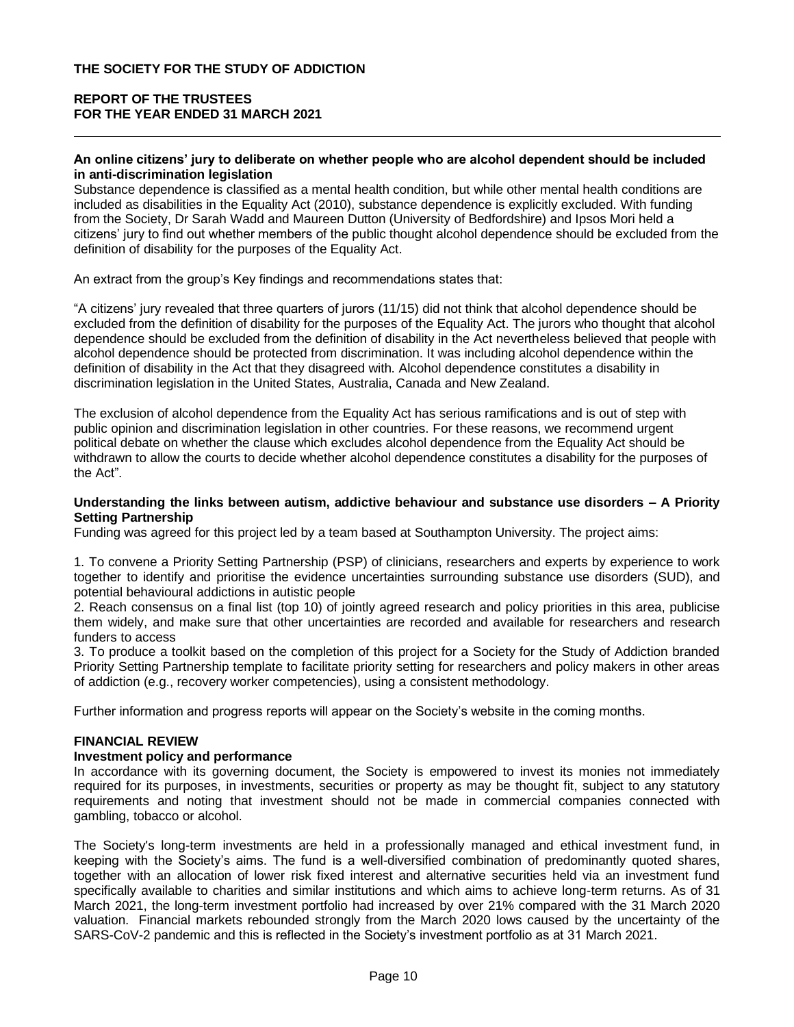**An online citizens' jury to deliberate on whether people who are alcohol dependent should be included in anti-discrimination legislation**

Substance dependence is classified as a mental health condition, but while other mental health conditions are included as disabilities in the Equality Act (2010), substance dependence is explicitly excluded. With funding from the Society, Dr Sarah Wadd and Maureen Dutton (University of Bedfordshire) and Ipsos Mori held a citizens' jury to find out whether members of the public thought alcohol dependence should be excluded from the definition of disability for the purposes of the Equality Act.

An extract from the group's Key findings and recommendations states that:

"A citizens' jury revealed that three quarters of jurors (11/15) did not think that alcohol dependence should be excluded from the definition of disability for the purposes of the Equality Act. The jurors who thought that alcohol dependence should be excluded from the definition of disability in the Act nevertheless believed that people with alcohol dependence should be protected from discrimination. It was including alcohol dependence within the definition of disability in the Act that they disagreed with. Alcohol dependence constitutes a disability in discrimination legislation in the United States, Australia, Canada and New Zealand.

The exclusion of alcohol dependence from the Equality Act has serious ramifications and is out of step with public opinion and discrimination legislation in other countries. For these reasons, we recommend urgent political debate on whether the clause which excludes alcohol dependence from the Equality Act should be withdrawn to allow the courts to decide whether alcohol dependence constitutes a disability for the purposes of the Act".

**Understanding the links between autism, addictive behaviour and substance use disorders – A Priority Setting Partnership**

Funding was agreed for this project led by a team based at Southampton University. The project aims:

1. To convene a Priority Setting Partnership (PSP) of clinicians, researchers and experts by experience to work together to identify and prioritise the evidence uncertainties surrounding substance use disorders (SUD), and potential behavioural addictions in autistic people
2. Reach consensus on a final list (top 10) of jointly agreed research and policy priorities in this area, publicise them widely, and make sure that other uncertainties are recorded and available for researchers and research funders to access
3. To produce a toolkit based on the completion of this project for a Society for the Study of Addiction branded Priority Setting Partnership template to facilitate priority setting for researchers and policy makers in other areas of addiction (e.g., recovery worker competencies), using a consistent methodology.

Further information and progress reports will appear on the Society's website in the coming months.

## FINANCIAL REVIEW

### Investment policy and performance

In accordance with its governing document, the Society is empowered to invest its monies not immediately required for its purposes, in investments, securities or property as may be thought fit, subject to any statutory requirements and noting that investment should not be made in commercial companies connected with gambling, tobacco or alcohol.

The Society's long-term investments are held in a professionally managed and ethical investment fund, in keeping with the Society's aims. The fund is a well-diversified combination of predominantly quoted shares, together with an allocation of lower risk fixed interest and alternative securities held via an investment fund specifically available to charities and similar institutions and which aims to achieve long-term returns. As of 31 March 2021, the long-term investment portfolio had increased by over 21% compared with the 31 March 2020 valuation. Financial markets rebounded strongly from the March 2020 lows caused by the uncertainty of the SARS-CoV-2 pandemic and this is reflected in the Society's investment portfolio as at 31 March 2021.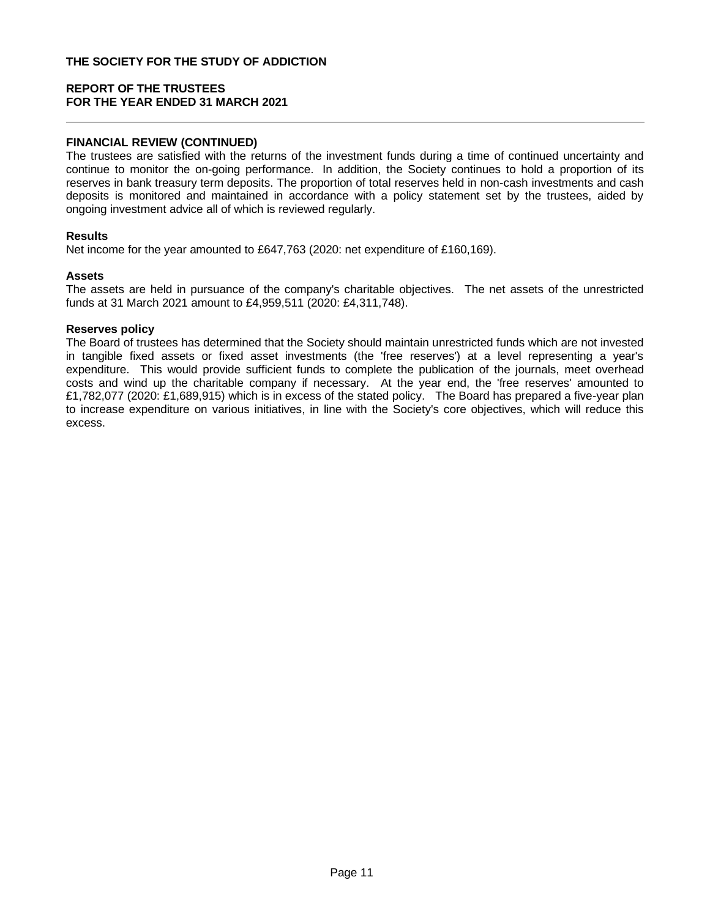# THE SOCIETY FOR THE STUDY OF ADDICTION

## REPORT OF THE TRUSTEES
## FOR THE YEAR ENDED 31 MARCH 2021

### FINANCIAL REVIEW (CONTINUED)

The trustees are satisfied with the returns of the investment funds during a time of continued uncertainty and continue to monitor the on-going performance. In addition, the Society continues to hold a proportion of its reserves in bank treasury term deposits. The proportion of total reserves held in non-cash investments and cash deposits is monitored and maintained in accordance with a policy statement set by the trustees, aided by ongoing investment advice all of which is reviewed regularly.

**Results**

Net income for the year amounted to £647,763 (2020: net expenditure of £160,169).

**Assets**

The assets are held in pursuance of the company's charitable objectives. The net assets of the unrestricted funds at 31 March 2021 amount to £4,959,511 (2020: £4,311,748).

**Reserves policy**

The Board of trustees has determined that the Society should maintain unrestricted funds which are not invested in tangible fixed assets or fixed asset investments (the 'free reserves') at a level representing a year's expenditure. This would provide sufficient funds to complete the publication of the journals, meet overhead costs and wind up the charitable company if necessary. At the year end, the 'free reserves' amounted to £1,782,077 (2020: £1,689,915) which is in excess of the stated policy. The Board has prepared a five-year plan to increase expenditure on various initiatives, in line with the Society's core objectives, which will reduce this excess.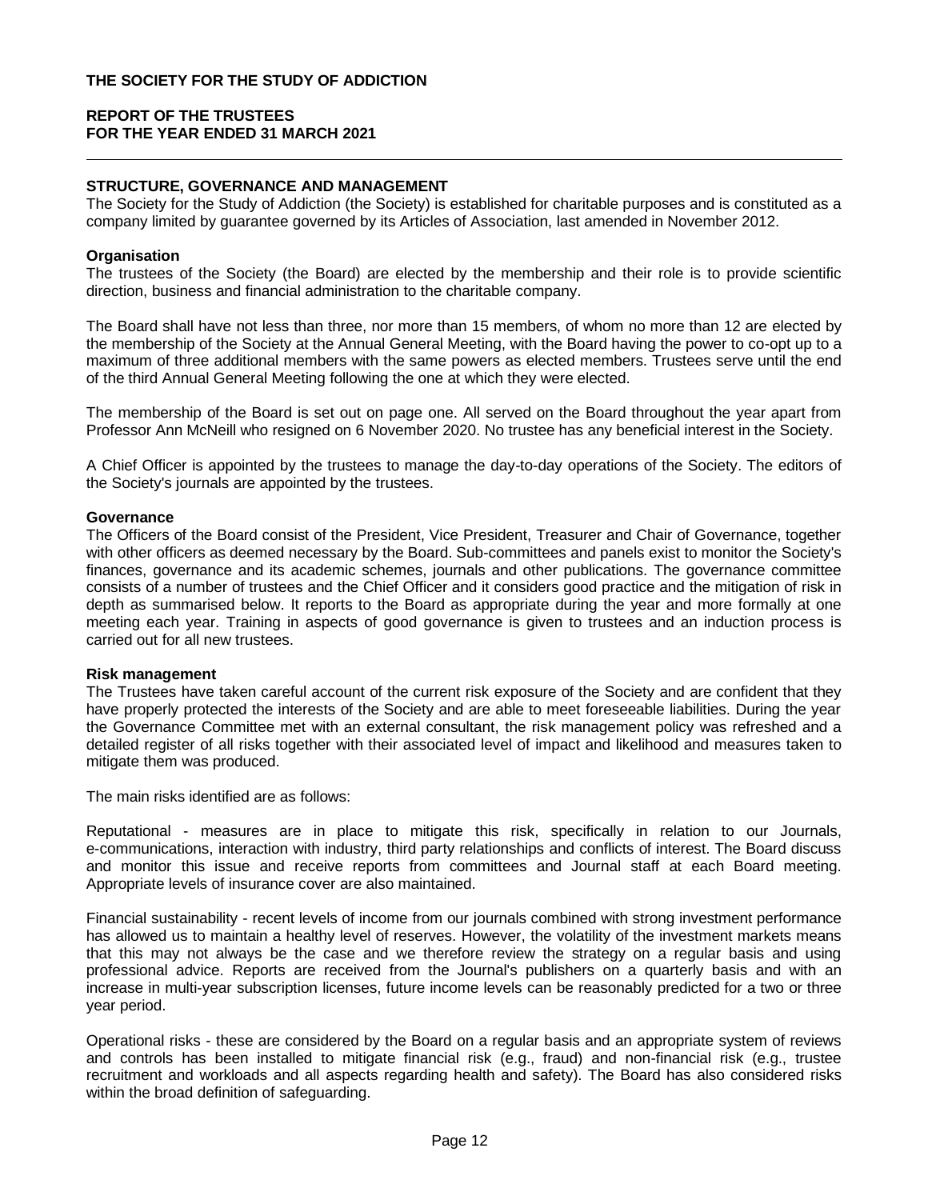THE SOCIETY FOR THE STUDY OF ADDICTION

REPORT OF THE TRUSTEES
FOR THE YEAR ENDED 31 MARCH 2021

## STRUCTURE, GOVERNANCE AND MANAGEMENT

The Society for the Study of Addiction (the Society) is established for charitable purposes and is constituted as a company limited by guarantee governed by its Articles of Association, last amended in November 2012.

### Organisation

The trustees of the Society (the Board) are elected by the membership and their role is to provide scientific direction, business and financial administration to the charitable company.

The Board shall have not less than three, nor more than 15 members, of whom no more than 12 are elected by the membership of the Society at the Annual General Meeting, with the Board having the power to co-opt up to a maximum of three additional members with the same powers as elected members. Trustees serve until the end of the third Annual General Meeting following the one at which they were elected.

The membership of the Board is set out on page one. All served on the Board throughout the year apart from Professor Ann McNeill who resigned on 6 November 2020. No trustee has any beneficial interest in the Society.

A Chief Officer is appointed by the trustees to manage the day-to-day operations of the Society. The editors of the Society's journals are appointed by the trustees.

### Governance

The Officers of the Board consist of the President, Vice President, Treasurer and Chair of Governance, together with other officers as deemed necessary by the Board. Sub-committees and panels exist to monitor the Society's finances, governance and its academic schemes, journals and other publications. The governance committee consists of a number of trustees and the Chief Officer and it considers good practice and the mitigation of risk in depth as summarised below. It reports to the Board as appropriate during the year and more formally at one meeting each year. Training in aspects of good governance is given to trustees and an induction process is carried out for all new trustees.

### Risk management

The Trustees have taken careful account of the current risk exposure of the Society and are confident that they have properly protected the interests of the Society and are able to meet foreseeable liabilities. During the year the Governance Committee met with an external consultant, the risk management policy was refreshed and a detailed register of all risks together with their associated level of impact and likelihood and measures taken to mitigate them was produced.

The main risks identified are as follows:

Reputational - measures are in place to mitigate this risk, specifically in relation to our Journals, e-communications, interaction with industry, third party relationships and conflicts of interest. The Board discuss and monitor this issue and receive reports from committees and Journal staff at each Board meeting. Appropriate levels of insurance cover are also maintained.

Financial sustainability - recent levels of income from our journals combined with strong investment performance has allowed us to maintain a healthy level of reserves. However, the volatility of the investment markets means that this may not always be the case and we therefore review the strategy on a regular basis and using professional advice. Reports are received from the Journal's publishers on a quarterly basis and with an increase in multi-year subscription licenses, future income levels can be reasonably predicted for a two or three year period.

Operational risks - these are considered by the Board on a regular basis and an appropriate system of reviews and controls has been installed to mitigate financial risk (e.g., fraud) and non-financial risk (e.g., trustee recruitment and workloads and all aspects regarding health and safety). The Board has also considered risks within the broad definition of safeguarding.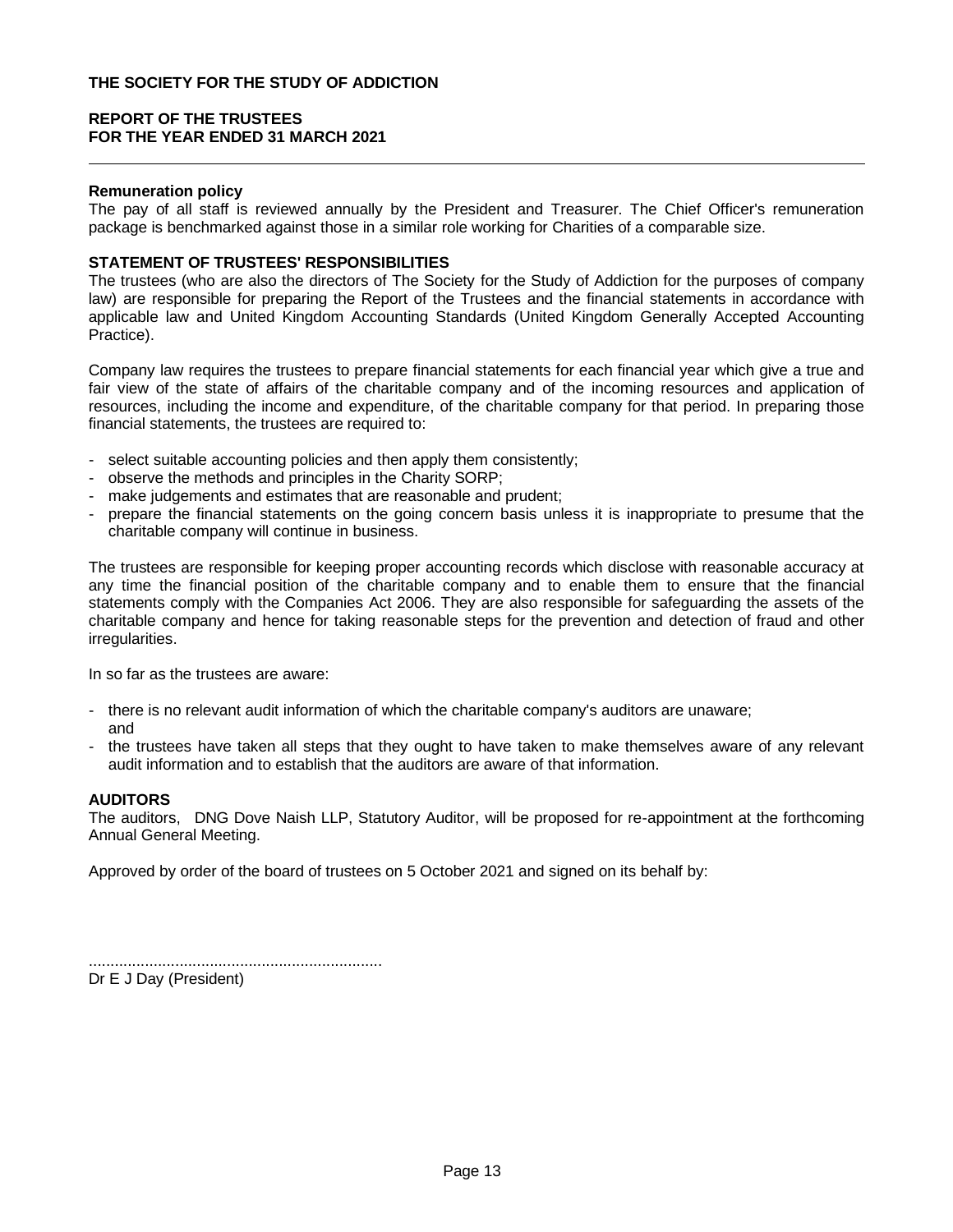**Remuneration policy**
The pay of all staff is reviewed annually by the President and Treasurer. The Chief Officer's remuneration package is benchmarked against those in a similar role working for Charities of a comparable size.

## STATEMENT OF TRUSTEES' RESPONSIBILITIES

The trustees (who are also the directors of The Society for the Study of Addiction for the purposes of company law) are responsible for preparing the Report of the Trustees and the financial statements in accordance with applicable law and United Kingdom Accounting Standards (United Kingdom Generally Accepted Accounting Practice).

Company law requires the trustees to prepare financial statements for each financial year which give a true and fair view of the state of affairs of the charitable company and of the incoming resources and application of resources, including the income and expenditure, of the charitable company for that period. In preparing those financial statements, the trustees are required to:

- select suitable accounting policies and then apply them consistently;
- observe the methods and principles in the Charity SORP;
- make judgements and estimates that are reasonable and prudent;
- prepare the financial statements on the going concern basis unless it is inappropriate to presume that the charitable company will continue in business.

The trustees are responsible for keeping proper accounting records which disclose with reasonable accuracy at any time the financial position of the charitable company and to enable them to ensure that the financial statements comply with the Companies Act 2006. They are also responsible for safeguarding the assets of the charitable company and hence for taking reasonable steps for the prevention and detection of fraud and other irregularities.

In so far as the trustees are aware:

- there is no relevant audit information of which the charitable company's auditors are unaware; and
- the trustees have taken all steps that they ought to have taken to make themselves aware of any relevant audit information and to establish that the auditors are aware of that information.

## AUDITORS

The auditors, DNG Dove Naish LLP, Statutory Auditor, will be proposed for re-appointment at the forthcoming Annual General Meeting.

Approved by order of the board of trustees on 5 October 2021 and signed on its behalf by:

....................................................................
Dr E J Day (President)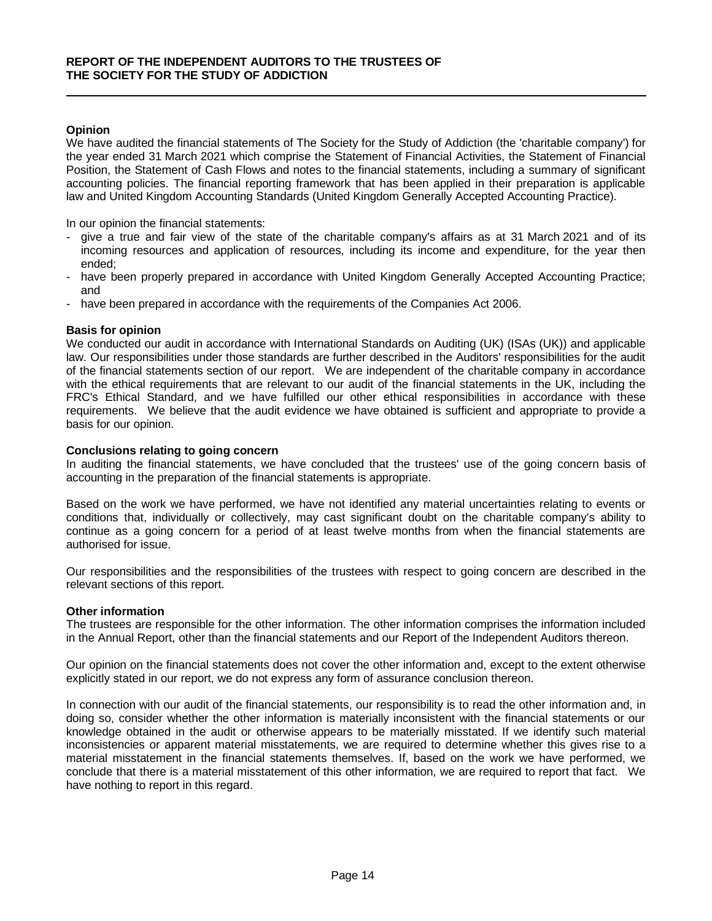# REPORT OF THE INDEPENDENT AUDITORS TO THE TRUSTEES OF THE SOCIETY FOR THE STUDY OF ADDICTION

**Opinion**

We have audited the financial statements of The Society for the Study of Addiction (the 'charitable company') for the year ended 31 March 2021 which comprise the Statement of Financial Activities, the Statement of Financial Position, the Statement of Cash Flows and notes to the financial statements, including a summary of significant accounting policies. The financial reporting framework that has been applied in their preparation is applicable law and United Kingdom Accounting Standards (United Kingdom Generally Accepted Accounting Practice).

In our opinion the financial statements:

- give a true and fair view of the state of the charitable company's affairs as at 31 March 2021 and of its incoming resources and application of resources, including its income and expenditure, for the year then ended;
- have been properly prepared in accordance with United Kingdom Generally Accepted Accounting Practice; and
- have been prepared in accordance with the requirements of the Companies Act 2006.

**Basis for opinion**

We conducted our audit in accordance with International Standards on Auditing (UK) (ISAs (UK)) and applicable law. Our responsibilities under those standards are further described in the Auditors' responsibilities for the audit of the financial statements section of our report. We are independent of the charitable company in accordance with the ethical requirements that are relevant to our audit of the financial statements in the UK, including the FRC's Ethical Standard, and we have fulfilled our other ethical responsibilities in accordance with these requirements. We believe that the audit evidence we have obtained is sufficient and appropriate to provide a basis for our opinion.

**Conclusions relating to going concern**

In auditing the financial statements, we have concluded that the trustees' use of the going concern basis of accounting in the preparation of the financial statements is appropriate.

Based on the work we have performed, we have not identified any material uncertainties relating to events or conditions that, individually or collectively, may cast significant doubt on the charitable company's ability to continue as a going concern for a period of at least twelve months from when the financial statements are authorised for issue.

Our responsibilities and the responsibilities of the trustees with respect to going concern are described in the relevant sections of this report.

**Other information**

The trustees are responsible for the other information. The other information comprises the information included in the Annual Report, other than the financial statements and our Report of the Independent Auditors thereon.

Our opinion on the financial statements does not cover the other information and, except to the extent otherwise explicitly stated in our report, we do not express any form of assurance conclusion thereon.

In connection with our audit of the financial statements, our responsibility is to read the other information and, in doing so, consider whether the other information is materially inconsistent with the financial statements or our knowledge obtained in the audit or otherwise appears to be materially misstated. If we identify such material inconsistencies or apparent material misstatements, we are required to determine whether this gives rise to a material misstatement in the financial statements themselves. If, based on the work we have performed, we conclude that there is a material misstatement of this other information, we are required to report that fact. We have nothing to report in this regard.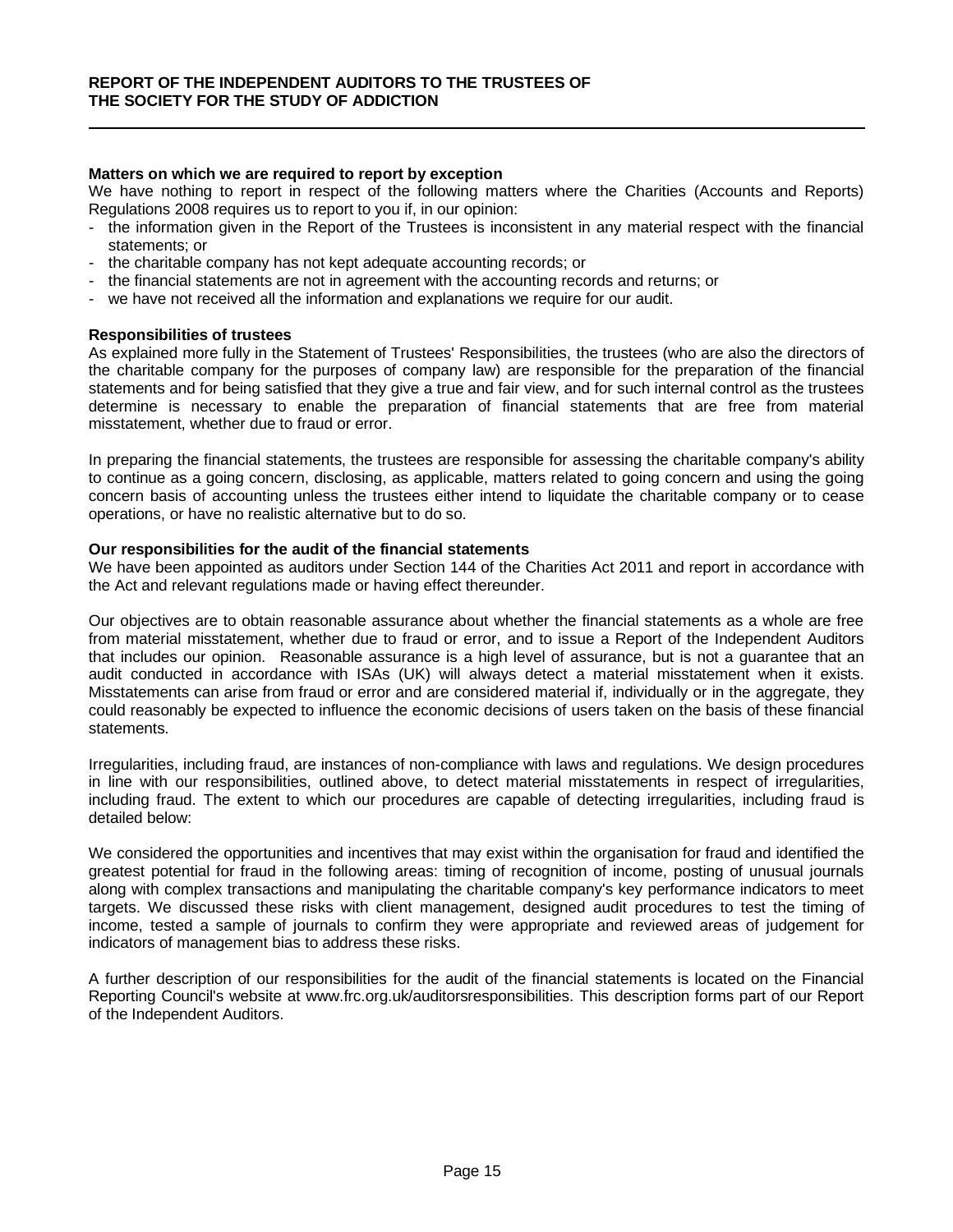**REPORT OF THE INDEPENDENT AUDITORS TO THE TRUSTEES OF THE SOCIETY FOR THE STUDY OF ADDICTION**

**Matters on which we are required to report by exception**

We have nothing to report in respect of the following matters where the Charities (Accounts and Reports) Regulations 2008 requires us to report to you if, in our opinion:

- the information given in the Report of the Trustees is inconsistent in any material respect with the financial statements; or
- the charitable company has not kept adequate accounting records; or
- the financial statements are not in agreement with the accounting records and returns; or
- we have not received all the information and explanations we require for our audit.

**Responsibilities of trustees**

As explained more fully in the Statement of Trustees' Responsibilities, the trustees (who are also the directors of the charitable company for the purposes of company law) are responsible for the preparation of the financial statements and for being satisfied that they give a true and fair view, and for such internal control as the trustees determine is necessary to enable the preparation of financial statements that are free from material misstatement, whether due to fraud or error.

In preparing the financial statements, the trustees are responsible for assessing the charitable company's ability to continue as a going concern, disclosing, as applicable, matters related to going concern and using the going concern basis of accounting unless the trustees either intend to liquidate the charitable company or to cease operations, or have no realistic alternative but to do so.

**Our responsibilities for the audit of the financial statements**

We have been appointed as auditors under Section 144 of the Charities Act 2011 and report in accordance with the Act and relevant regulations made or having effect thereunder.

Our objectives are to obtain reasonable assurance about whether the financial statements as a whole are free from material misstatement, whether due to fraud or error, and to issue a Report of the Independent Auditors that includes our opinion. Reasonable assurance is a high level of assurance, but is not a guarantee that an audit conducted in accordance with ISAs (UK) will always detect a material misstatement when it exists. Misstatements can arise from fraud or error and are considered material if, individually or in the aggregate, they could reasonably be expected to influence the economic decisions of users taken on the basis of these financial statements.

Irregularities, including fraud, are instances of non-compliance with laws and regulations. We design procedures in line with our responsibilities, outlined above, to detect material misstatements in respect of irregularities, including fraud. The extent to which our procedures are capable of detecting irregularities, including fraud is detailed below:

We considered the opportunities and incentives that may exist within the organisation for fraud and identified the greatest potential for fraud in the following areas: timing of recognition of income, posting of unusual journals along with complex transactions and manipulating the charitable company's key performance indicators to meet targets. We discussed these risks with client management, designed audit procedures to test the timing of income, tested a sample of journals to confirm they were appropriate and reviewed areas of judgement for indicators of management bias to address these risks.

A further description of our responsibilities for the audit of the financial statements is located on the Financial Reporting Council's website at www.frc.org.uk/auditorsresponsibilities. This description forms part of our Report of the Independent Auditors.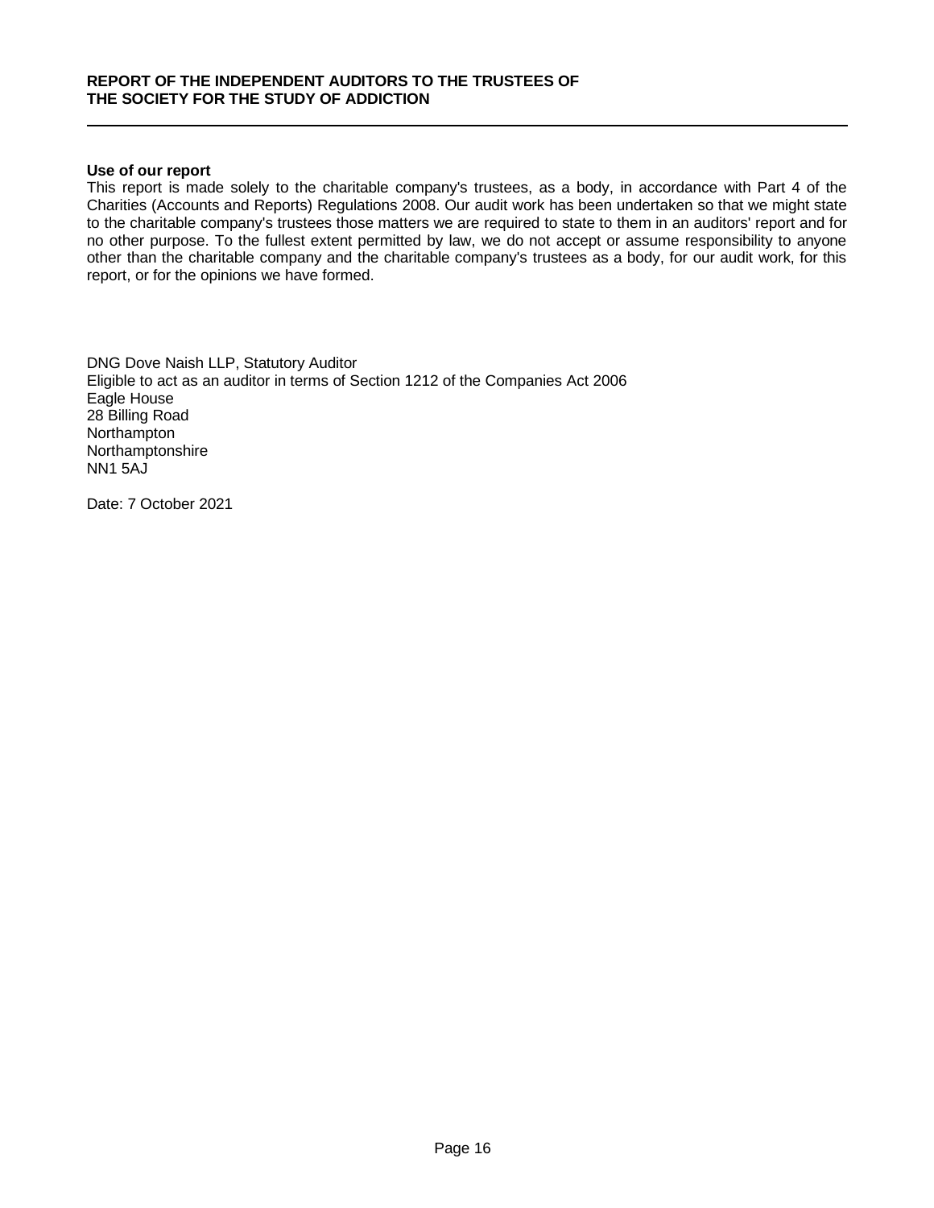**REPORT OF THE INDEPENDENT AUDITORS TO THE TRUSTEES OF THE SOCIETY FOR THE STUDY OF ADDICTION**

**Use of our report**

This report is made solely to the charitable company's trustees, as a body, in accordance with Part 4 of the Charities (Accounts and Reports) Regulations 2008. Our audit work has been undertaken so that we might state to the charitable company's trustees those matters we are required to state to them in an auditors' report and for no other purpose. To the fullest extent permitted by law, we do not accept or assume responsibility to anyone other than the charitable company and the charitable company's trustees as a body, for our audit work, for this report, or for the opinions we have formed.

DNG Dove Naish LLP, Statutory Auditor
Eligible to act as an auditor in terms of Section 1212 of the Companies Act 2006
Eagle House
28 Billing Road
Northampton
Northamptonshire
NN1 5AJ

Date: 7 October 2021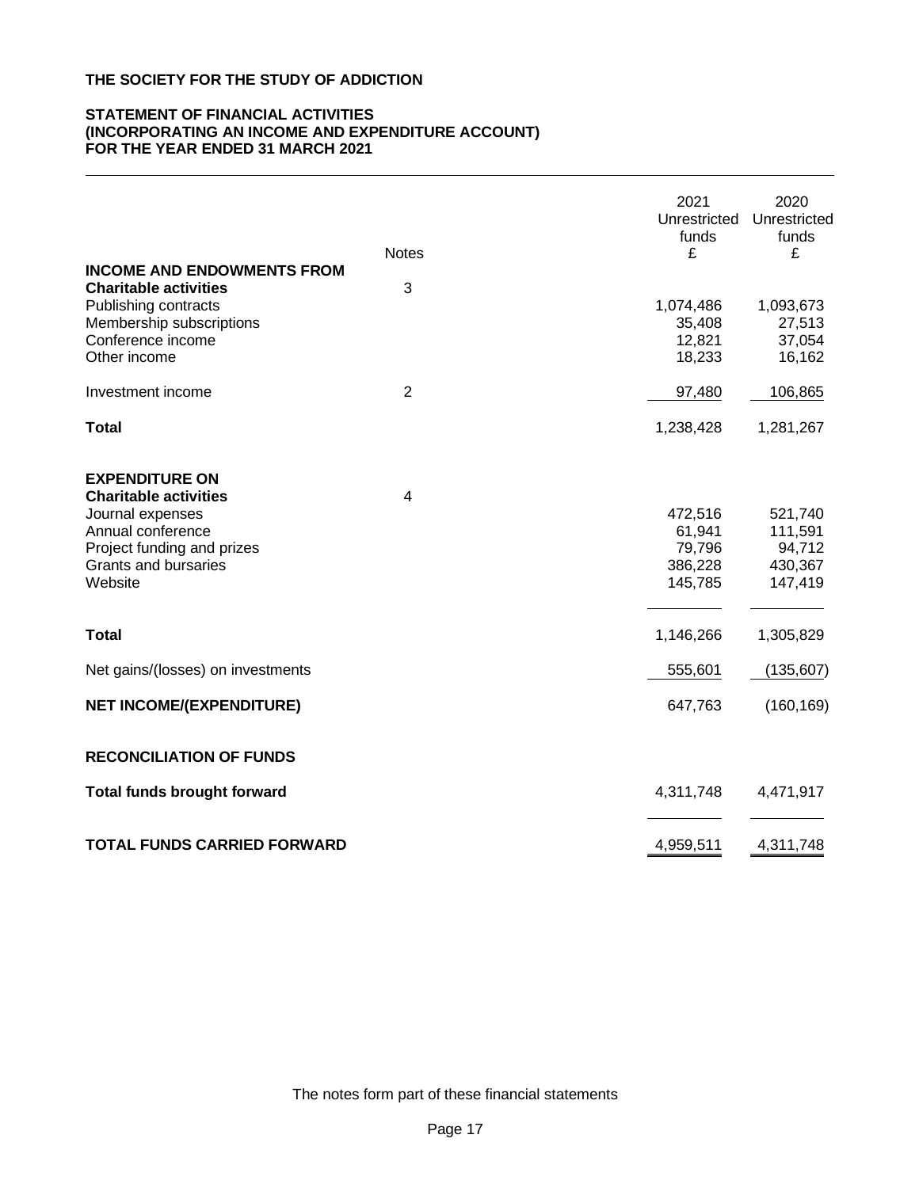**THE SOCIETY FOR THE STUDY OF ADDICTION**

**STATEMENT OF FINANCIAL ACTIVITIES (INCORPORATING AN INCOME AND EXPENDITURE ACCOUNT) FOR THE YEAR ENDED 31 MARCH 2021**

| | Notes | 2021 Unrestricted funds £ | 2020 Unrestricted funds £ |
|---|---|---|---|
| **INCOME AND ENDOWMENTS FROM** | | | |
| **Charitable activities** | 3 | | |
| Publishing contracts | | 1,074,486 | 1,093,673 |
| Membership subscriptions | | 35,408 | 27,513 |
| Conference income | | 12,821 | 37,054 |
| Other income | | 18,233 | 16,162 |
| Investment income | 2 | 97,480 | 106,865 |
| **Total** | | 1,238,428 | 1,281,267 |
| **EXPENDITURE ON** | | | |
| **Charitable activities** | 4 | | |
| Journal expenses | | 472,516 | 521,740 |
| Annual conference | | 61,941 | 111,591 |
| Project funding and prizes | | 79,796 | 94,712 |
| Grants and bursaries | | 386,228 | 430,367 |
| Website | | 145,785 | 147,419 |
| **Total** | | 1,146,266 | 1,305,829 |
| Net gains/(losses) on investments | | 555,601 | (135,607) |
| **NET INCOME/(EXPENDITURE)** | | 647,763 | (160,169) |
| **RECONCILIATION OF FUNDS** | | | |
| **Total funds brought forward** | | 4,311,748 | 4,471,917 |
| **TOTAL FUNDS CARRIED FORWARD** | | 4,959,511 | 4,311,748 |

The notes form part of these financial statements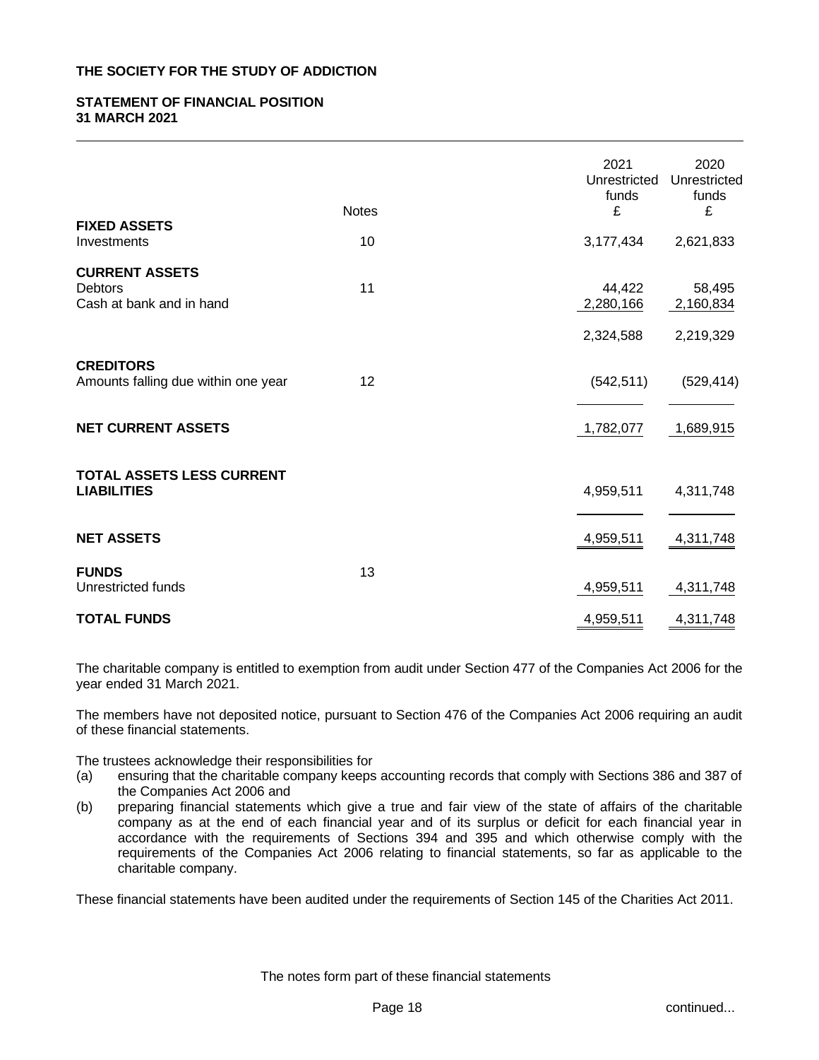**THE SOCIETY FOR THE STUDY OF ADDICTION**

**STATEMENT OF FINANCIAL POSITION**
**31 MARCH 2021**

| | Notes | 2021 Unrestricted funds £ | 2020 Unrestricted funds £ |
|---|---|---|---|
| **FIXED ASSETS** | | | |
| Investments | 10 | 3,177,434 | 2,621,833 |
| **CURRENT ASSETS** | | | |
| Debtors | 11 | 44,422 | 58,495 |
| Cash at bank and in hand | | 2,280,166 | 2,160,834 |
| | | 2,324,588 | 2,219,329 |
| **CREDITORS** | | | |
| Amounts falling due within one year | 12 | (542,511) | (529,414) |
| **NET CURRENT ASSETS** | | 1,782,077 | 1,689,915 |
| **TOTAL ASSETS LESS CURRENT LIABILITIES** | | 4,959,511 | 4,311,748 |
| **NET ASSETS** | | 4,959,511 | 4,311,748 |
| **FUNDS** | 13 | | |
| Unrestricted funds | | 4,959,511 | 4,311,748 |
| **TOTAL FUNDS** | | 4,959,511 | 4,311,748 |

The charitable company is entitled to exemption from audit under Section 477 of the Companies Act 2006 for the year ended 31 March 2021.

The members have not deposited notice, pursuant to Section 476 of the Companies Act 2006 requiring an audit of these financial statements.

The trustees acknowledge their responsibilities for

(a) ensuring that the charitable company keeps accounting records that comply with Sections 386 and 387 of the Companies Act 2006 and

(b) preparing financial statements which give a true and fair view of the state of affairs of the charitable company as at the end of each financial year and of its surplus or deficit for each financial year in accordance with the requirements of Sections 394 and 395 and which otherwise comply with the requirements of the Companies Act 2006 relating to financial statements, so far as applicable to the charitable company.

These financial statements have been audited under the requirements of Section 145 of the Charities Act 2011.

The notes form part of these financial statements

continued...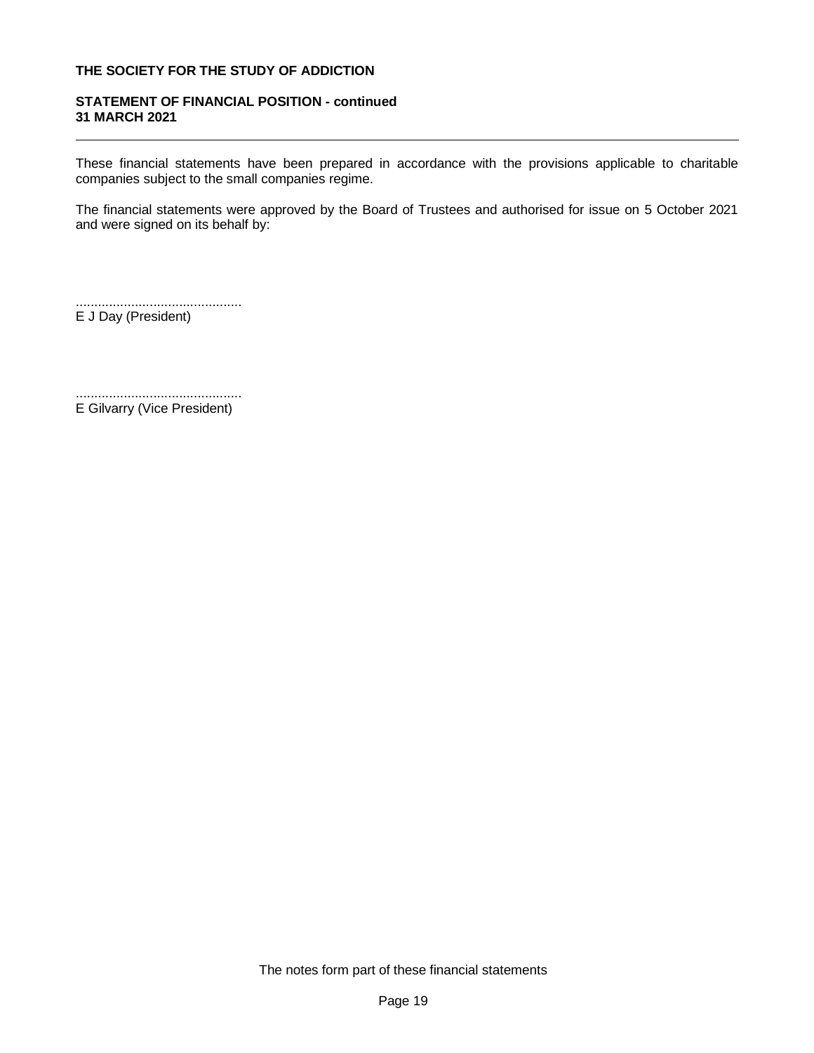**THE SOCIETY FOR THE STUDY OF ADDICTION**

**STATEMENT OF FINANCIAL POSITION - continued**
**31 MARCH 2021**

These financial statements have been prepared in accordance with the provisions applicable to charitable companies subject to the small companies regime.

The financial statements were approved by the Board of Trustees and authorised for issue on 5 October 2021 and were signed on its behalf by:

.............................................
E J Day (President)

.............................................
E Gilvarry (Vice President)

The notes form part of these financial statements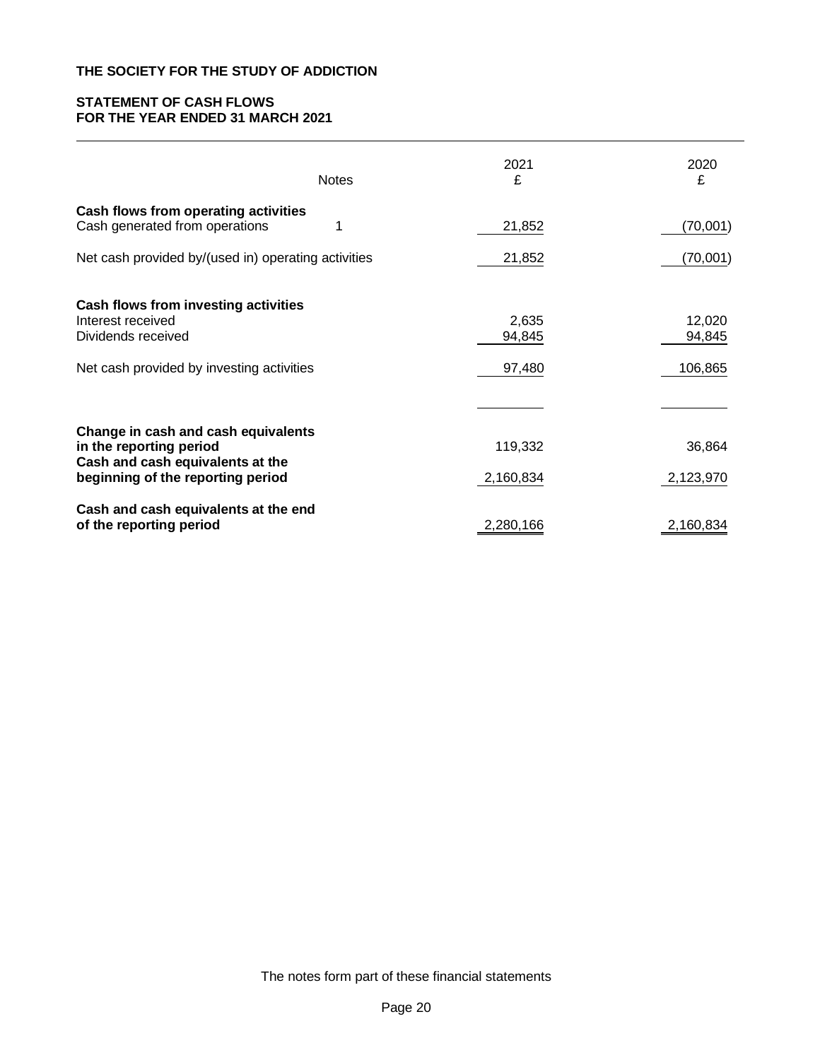**THE SOCIETY FOR THE STUDY OF ADDICTION**

**STATEMENT OF CASH FLOWS**
**FOR THE YEAR ENDED 31 MARCH 2021**

| | Notes | 2021 £ | 2020 £ |
|---|---|---|---|
| **Cash flows from operating activities** | | | |
| Cash generated from operations | 1 | 21,852 | (70,001) |
| Net cash provided by/(used in) operating activities | | 21,852 | (70,001) |
| **Cash flows from investing activities** | | | |
| Interest received | | 2,635 | 12,020 |
| Dividends received | | 94,845 | 94,845 |
| Net cash provided by investing activities | | 97,480 | 106,865 |
| **Change in cash and cash equivalents in the reporting period** | | 119,332 | 36,864 |
| **Cash and cash equivalents at the beginning of the reporting period** | | 2,160,834 | 2,123,970 |
| **Cash and cash equivalents at the end of the reporting period** | | 2,280,166 | 2,160,834 |

The notes form part of these financial statements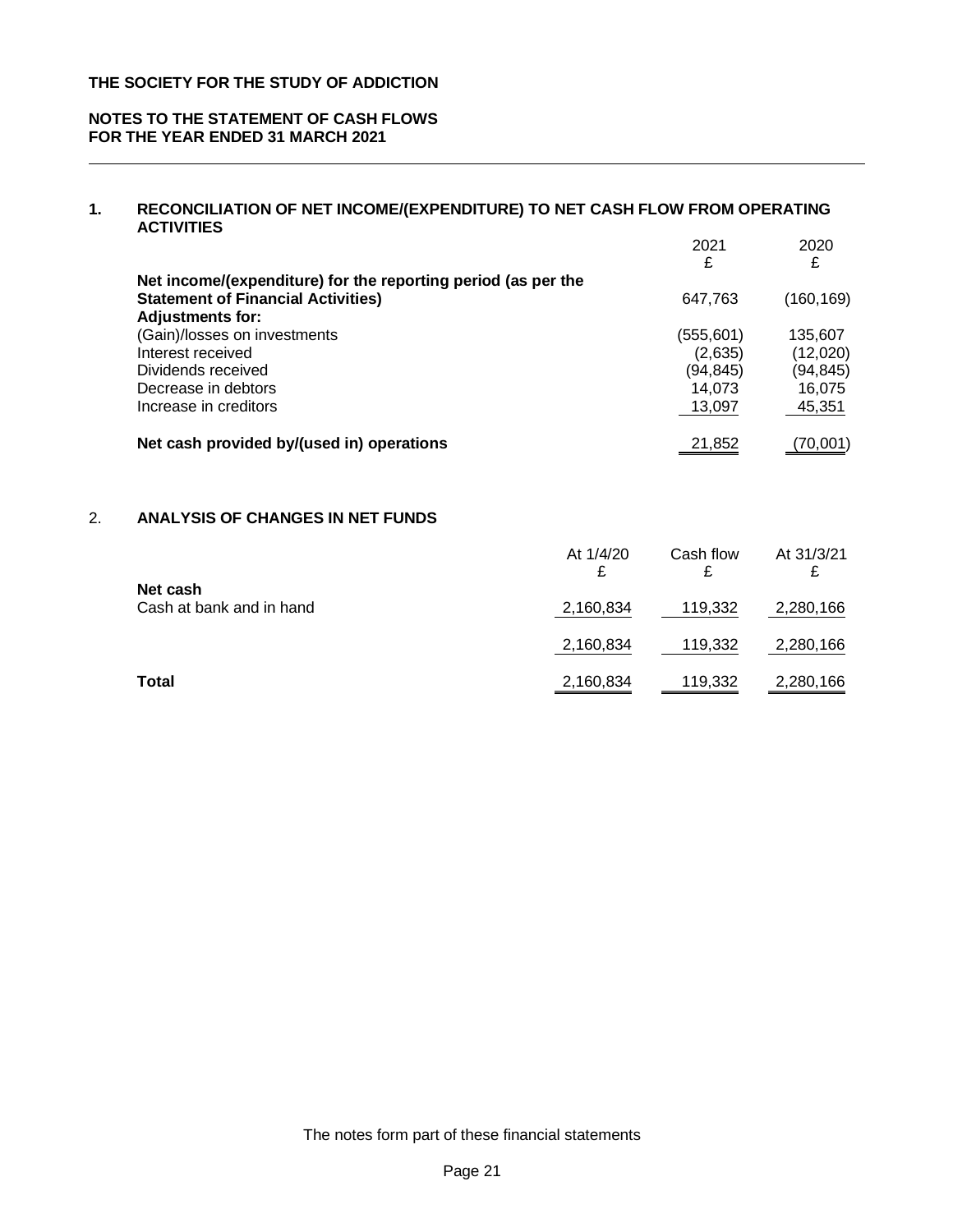**THE SOCIETY FOR THE STUDY OF ADDICTION**

**NOTES TO THE STATEMENT OF CASH FLOWS**
**FOR THE YEAR ENDED 31 MARCH 2021**

## 1. RECONCILIATION OF NET INCOME/(EXPENDITURE) TO NET CASH FLOW FROM OPERATING ACTIVITIES

| | 2021 £ | 2020 £ |
|---|---|---|
| **Net income/(expenditure) for the reporting period (as per the Statement of Financial Activities)** | 647,763 | (160,169) |
| **Adjustments for:** | | |
| (Gain)/losses on investments | (555,601) | 135,607 |
| Interest received | (2,635) | (12,020) |
| Dividends received | (94,845) | (94,845) |
| Decrease in debtors | 14,073 | 16,075 |
| Increase in creditors | 13,097 | 45,351 |
| **Net cash provided by/(used in) operations** | 21,852 | (70,001) |

## 2. ANALYSIS OF CHANGES IN NET FUNDS

| | At 1/4/20 £ | Cash flow £ | At 31/3/21 £ |
|---|---|---|---|
| **Net cash** | | | |
| Cash at bank and in hand | 2,160,834 | 119,332 | 2,280,166 |
| | 2,160,834 | 119,332 | 2,280,166 |
| **Total** | 2,160,834 | 119,332 | 2,280,166 |

The notes form part of these financial statements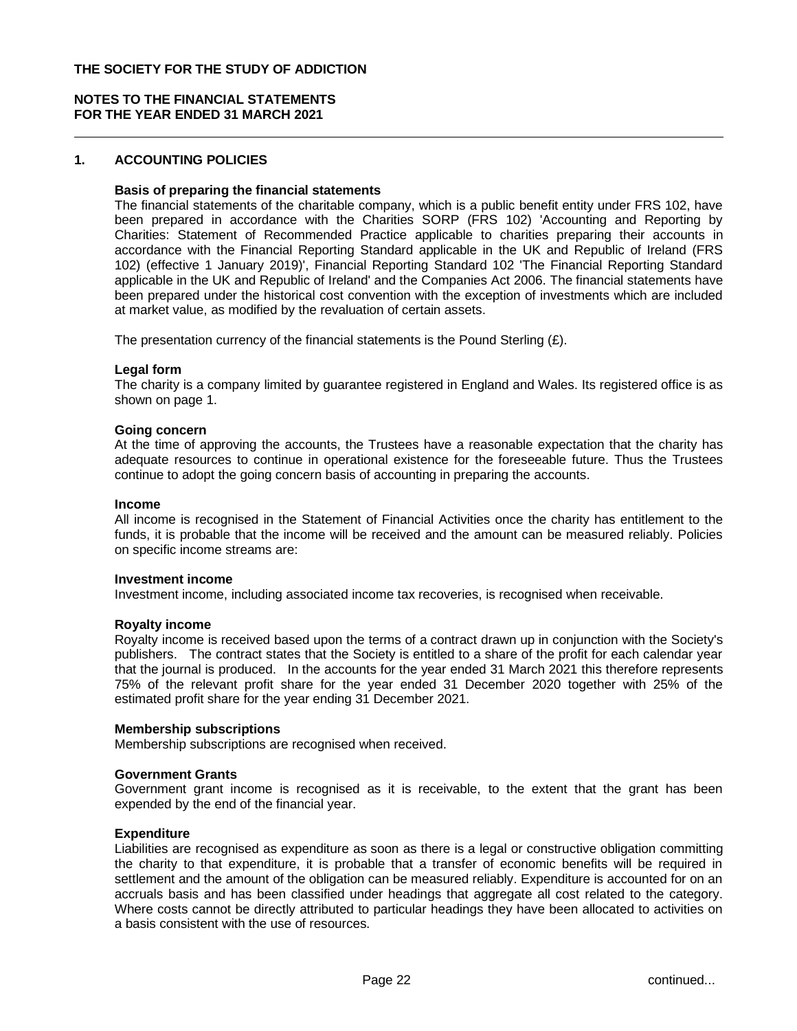**THE SOCIETY FOR THE STUDY OF ADDICTION**

**NOTES TO THE FINANCIAL STATEMENTS FOR THE YEAR ENDED 31 MARCH 2021**

## 1. ACCOUNTING POLICIES

**Basis of preparing the financial statements**

The financial statements of the charitable company, which is a public benefit entity under FRS 102, have been prepared in accordance with the Charities SORP (FRS 102) 'Accounting and Reporting by Charities: Statement of Recommended Practice applicable to charities preparing their accounts in accordance with the Financial Reporting Standard applicable in the UK and Republic of Ireland (FRS 102) (effective 1 January 2019)', Financial Reporting Standard 102 'The Financial Reporting Standard applicable in the UK and Republic of Ireland' and the Companies Act 2006. The financial statements have been prepared under the historical cost convention with the exception of investments which are included at market value, as modified by the revaluation of certain assets.

The presentation currency of the financial statements is the Pound Sterling (£).

**Legal form**

The charity is a company limited by guarantee registered in England and Wales. Its registered office is as shown on page 1.

**Going concern**

At the time of approving the accounts, the Trustees have a reasonable expectation that the charity has adequate resources to continue in operational existence for the foreseeable future. Thus the Trustees continue to adopt the going concern basis of accounting in preparing the accounts.

**Income**

All income is recognised in the Statement of Financial Activities once the charity has entitlement to the funds, it is probable that the income will be received and the amount can be measured reliably. Policies on specific income streams are:

**Investment income**

Investment income, including associated income tax recoveries, is recognised when receivable.

**Royalty income**

Royalty income is received based upon the terms of a contract drawn up in conjunction with the Society's publishers. The contract states that the Society is entitled to a share of the profit for each calendar year that the journal is produced. In the accounts for the year ended 31 March 2021 this therefore represents 75% of the relevant profit share for the year ended 31 December 2020 together with 25% of the estimated profit share for the year ending 31 December 2021.

**Membership subscriptions**

Membership subscriptions are recognised when received.

**Government Grants**

Government grant income is recognised as it is receivable, to the extent that the grant has been expended by the end of the financial year.

**Expenditure**

Liabilities are recognised as expenditure as soon as there is a legal or constructive obligation committing the charity to that expenditure, it is probable that a transfer of economic benefits will be required in settlement and the amount of the obligation can be measured reliably. Expenditure is accounted for on an accruals basis and has been classified under headings that aggregate all cost related to the category. Where costs cannot be directly attributed to particular headings they have been allocated to activities on a basis consistent with the use of resources.

continued...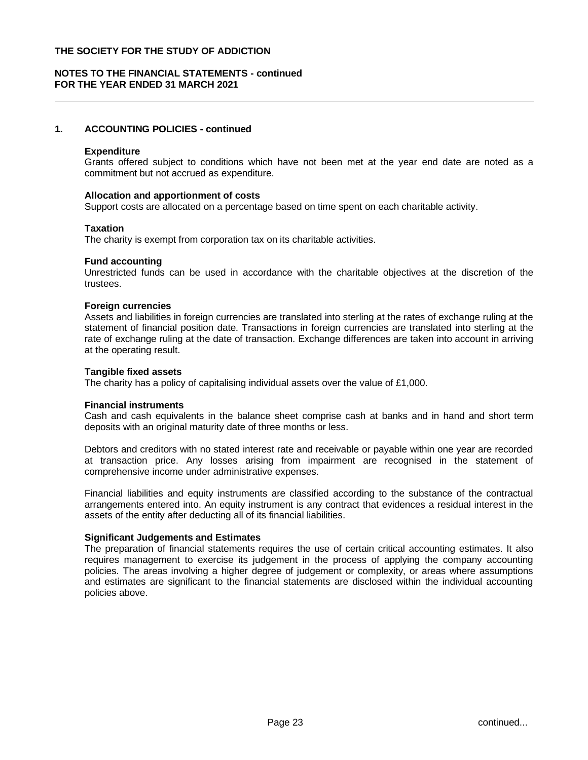## 1. ACCOUNTING POLICIES - continued

### Expenditure

Grants offered subject to conditions which have not been met at the year end date are noted as a commitment but not accrued as expenditure.

### Allocation and apportionment of costs

Support costs are allocated on a percentage based on time spent on each charitable activity.

### Taxation

The charity is exempt from corporation tax on its charitable activities.

### Fund accounting

Unrestricted funds can be used in accordance with the charitable objectives at the discretion of the trustees.

### Foreign currencies

Assets and liabilities in foreign currencies are translated into sterling at the rates of exchange ruling at the statement of financial position date. Transactions in foreign currencies are translated into sterling at the rate of exchange ruling at the date of transaction. Exchange differences are taken into account in arriving at the operating result.

### Tangible fixed assets

The charity has a policy of capitalising individual assets over the value of £1,000.

### Financial instruments

Cash and cash equivalents in the balance sheet comprise cash at banks and in hand and short term deposits with an original maturity date of three months or less.

Debtors and creditors with no stated interest rate and receivable or payable within one year are recorded at transaction price. Any losses arising from impairment are recognised in the statement of comprehensive income under administrative expenses.

Financial liabilities and equity instruments are classified according to the substance of the contractual arrangements entered into. An equity instrument is any contract that evidences a residual interest in the assets of the entity after deducting all of its financial liabilities.

### Significant Judgements and Estimates

The preparation of financial statements requires the use of certain critical accounting estimates. It also requires management to exercise its judgement in the process of applying the company accounting policies. The areas involving a higher degree of judgement or complexity, or areas where assumptions and estimates are significant to the financial statements are disclosed within the individual accounting policies above.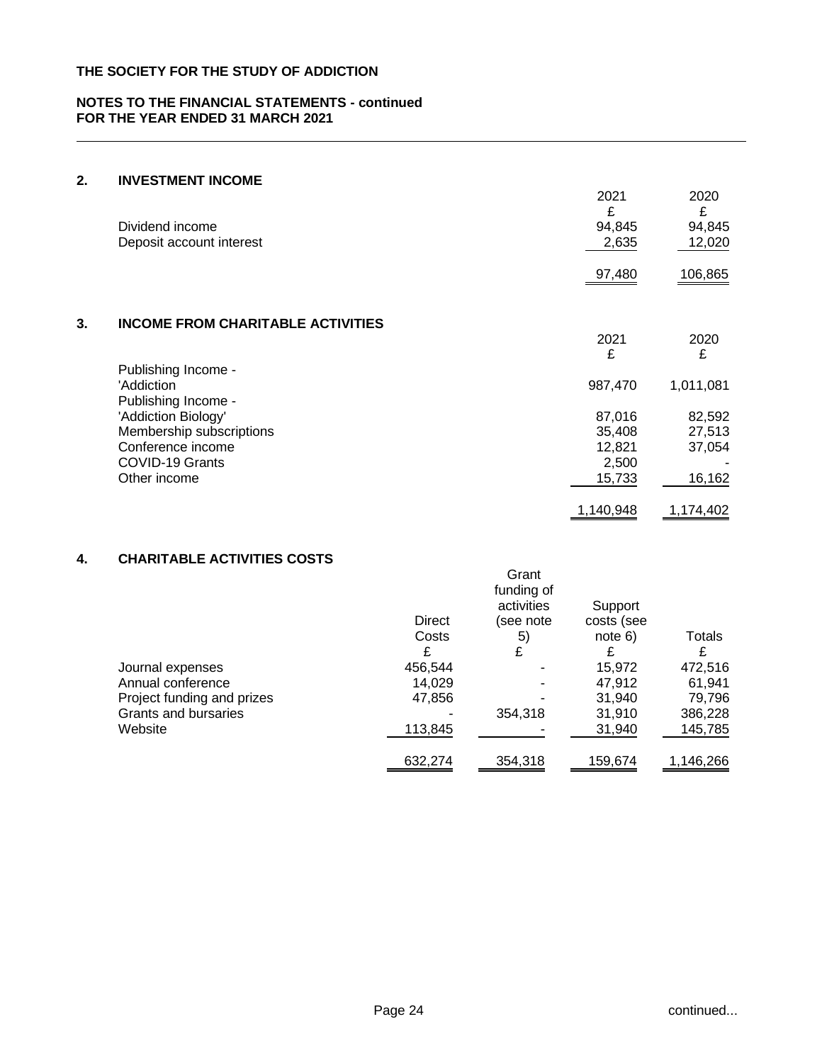# THE SOCIETY FOR THE STUDY OF ADDICTION

## NOTES TO THE FINANCIAL STATEMENTS - continued
## FOR THE YEAR ENDED 31 MARCH 2021

### 2. INVESTMENT INCOME

| | 2021 | 2020 |
|---|---|---|
| | £ | £ |
| Dividend income | 94,845 | 94,845 |
| Deposit account interest | 2,635 | 12,020 |
| | 97,480 | 106,865 |

### 3. INCOME FROM CHARITABLE ACTIVITIES

| | 2021 | 2020 |
|---|---|---|
| | £ | £ |
| Publishing Income - 'Addiction | 987,470 | 1,011,081 |
| Publishing Income - 'Addiction Biology' | 87,016 | 82,592 |
| Membership subscriptions | 35,408 | 27,513 |
| Conference income | 12,821 | 37,054 |
| COVID-19 Grants | 2,500 | - |
| Other income | 15,733 | 16,162 |
| | 1,140,948 | 1,174,402 |

### 4. CHARITABLE ACTIVITIES COSTS

| | Direct Costs | Grant funding of activities (see note 5) | Support costs (see note 6) | Totals |
|---|---|---|---|---|
| | £ | £ | £ | £ |
| Journal expenses | 456,544 | - | 15,972 | 472,516 |
| Annual conference | 14,029 | - | 47,912 | 61,941 |
| Project funding and prizes | 47,856 | - | 31,940 | 79,796 |
| Grants and bursaries | - | 354,318 | 31,910 | 386,228 |
| Website | 113,845 | - | 31,940 | 145,785 |
| | 632,274 | 354,318 | 159,674 | 1,146,266 |

continued...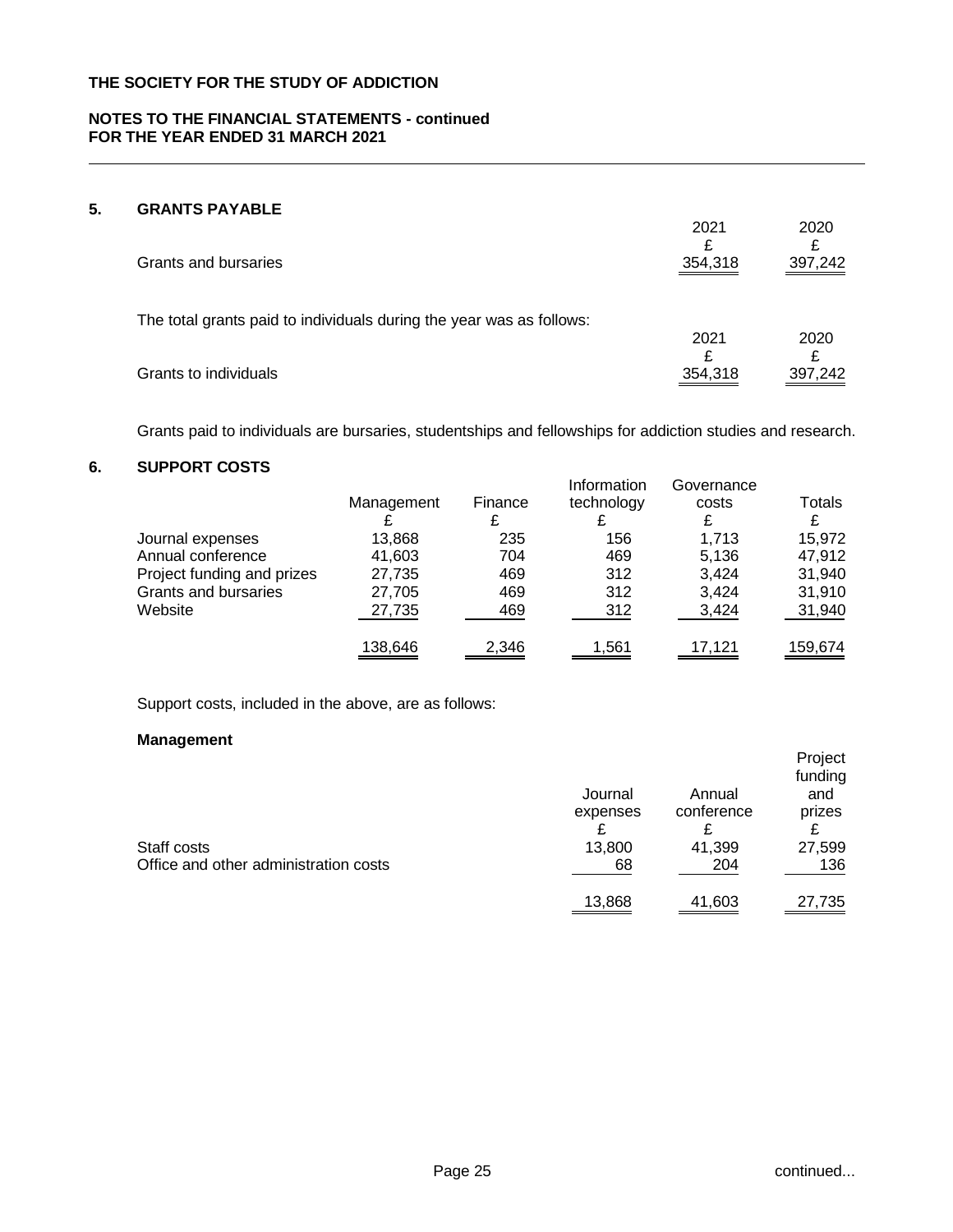# THE SOCIETY FOR THE STUDY OF ADDICTION

## NOTES TO THE FINANCIAL STATEMENTS - continued
## FOR THE YEAR ENDED 31 MARCH 2021

### 5. GRANTS PAYABLE

| | 2021 | 2020 |
|---|---|---|
| | £ | £ |
| Grants and bursaries | 354,318 | 397,242 |

The total grants paid to individuals during the year was as follows:

| | 2021 | 2020 |
|---|---|---|
| | £ | £ |
| Grants to individuals | 354,318 | 397,242 |

Grants paid to individuals are bursaries, studentships and fellowships for addiction studies and research.

### 6. SUPPORT COSTS

| | Management | Finance | Information technology | Governance costs | Totals |
|---|---|---|---|---|---|
| | £ | £ | £ | £ | £ |
| Journal expenses | 13,868 | 235 | 156 | 1,713 | 15,972 |
| Annual conference | 41,603 | 704 | 469 | 5,136 | 47,912 |
| Project funding and prizes | 27,735 | 469 | 312 | 3,424 | 31,940 |
| Grants and bursaries | 27,705 | 469 | 312 | 3,424 | 31,910 |
| Website | 27,735 | 469 | 312 | 3,424 | 31,940 |
| | 138,646 | 2,346 | 1,561 | 17,121 | 159,674 |

Support costs, included in the above, are as follows:

**Management**

| | Journal expenses | Annual conference | Project funding and prizes |
|---|---|---|---|
| | £ | £ | £ |
| Staff costs | 13,800 | 41,399 | 27,599 |
| Office and other administration costs | 68 | 204 | 136 |
| | 13,868 | 41,603 | 27,735 |

continued...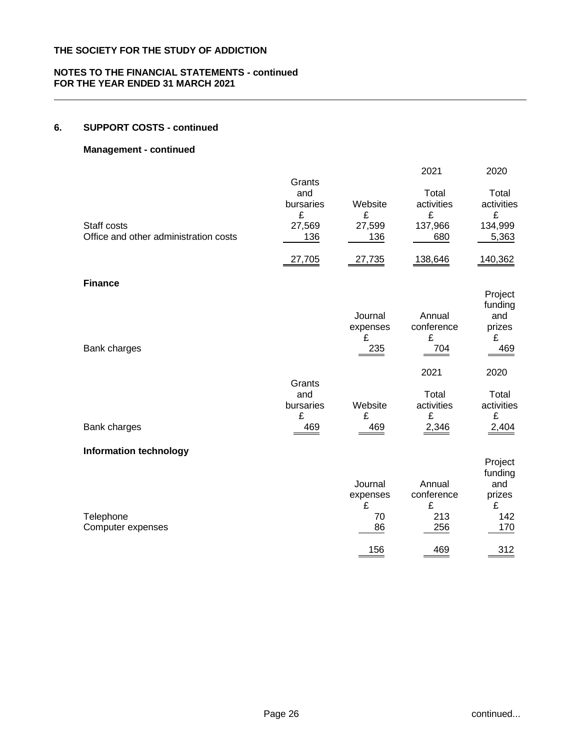## 6. SUPPORT COSTS - continued

### Management - continued

| | Grants and bursaries £ | Website £ | 2021 Total activities £ | 2020 Total activities £ |
|---|---|---|---|---|
| Staff costs | 27,569 | 27,599 | 137,966 | 134,999 |
| Office and other administration costs | 136 | 136 | 680 | 5,363 |
| | 27,705 | 27,735 | 138,646 | 140,362 |

### Finance

| | Journal expenses £ | Annual conference £ | Project funding and prizes £ |
|---|---|---|---|
| Bank charges | 235 | 704 | 469 |

| | Grants and bursaries £ | Website £ | 2021 Total activities £ | 2020 Total activities £ |
|---|---|---|---|---|
| Bank charges | 469 | 469 | 2,346 | 2,404 |

### Information technology

| | Journal expenses £ | Annual conference £ | Project funding and prizes £ |
|---|---|---|---|
| Telephone | 70 | 213 | 142 |
| Computer expenses | 86 | 256 | 170 |
| | 156 | 469 | 312 |

continued...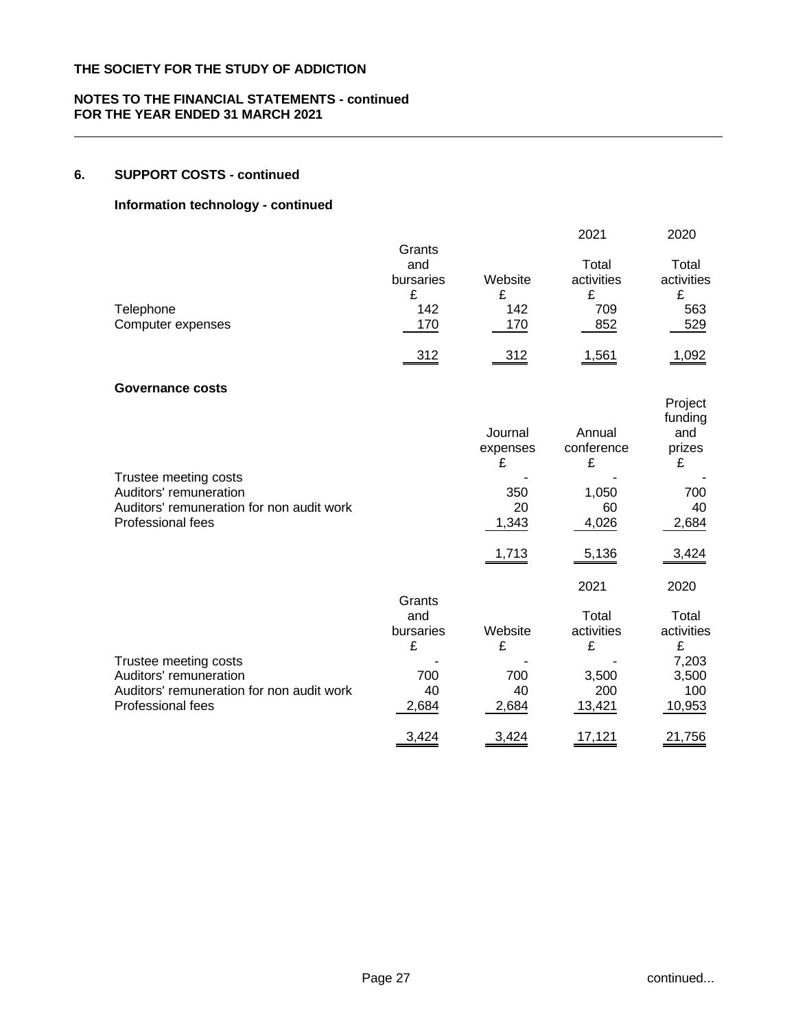**THE SOCIETY FOR THE STUDY OF ADDICTION**

**NOTES TO THE FINANCIAL STATEMENTS - continued**
**FOR THE YEAR ENDED 31 MARCH 2021**

## 6. SUPPORT COSTS - continued

### Information technology - continued

| | Grants and bursaries | Website | 2021 Total activities | 2020 Total activities |
|---|---|---|---|---|
| | £ | £ | £ | £ |
| Telephone | 142 | 142 | 709 | 563 |
| Computer expenses | 170 | 170 | 852 | 529 |
| | 312 | 312 | 1,561 | 1,092 |

### Governance costs

| | Journal expenses | Annual conference | Project funding and prizes |
|---|---|---|---|
| | £ | £ | £ |
| Trustee meeting costs | - | - | - |
| Auditors' remuneration | 350 | 1,050 | 700 |
| Auditors' remuneration for non audit work | 20 | 60 | 40 |
| Professional fees | 1,343 | 4,026 | 2,684 |
| | 1,713 | 5,136 | 3,424 |

| | Grants and bursaries | Website | 2021 Total activities | 2020 Total activities |
|---|---|---|---|---|
| | £ | £ | £ | £ |
| Trustee meeting costs | - | - | - | 7,203 |
| Auditors' remuneration | 700 | 700 | 3,500 | 3,500 |
| Auditors' remuneration for non audit work | 40 | 40 | 200 | 100 |
| Professional fees | 2,684 | 2,684 | 13,421 | 10,953 |
| | 3,424 | 3,424 | 17,121 | 21,756 |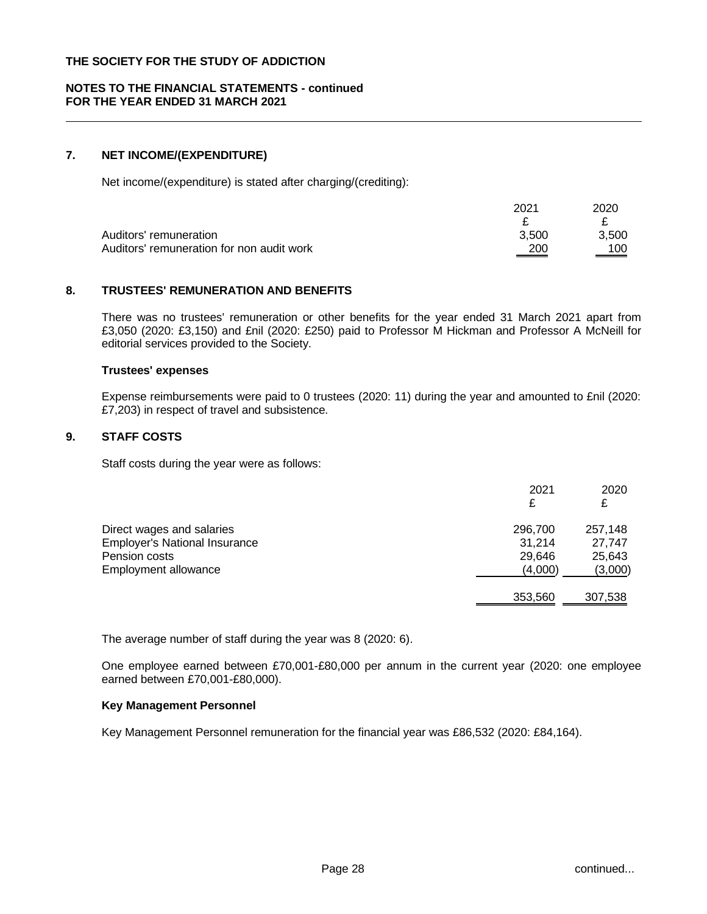**THE SOCIETY FOR THE STUDY OF ADDICTION**

**NOTES TO THE FINANCIAL STATEMENTS - continued**
**FOR THE YEAR ENDED 31 MARCH 2021**

## 7. NET INCOME/(EXPENDITURE)

Net income/(expenditure) is stated after charging/(crediting):

| | 2021 | 2020 |
|---|---|---|
| | £ | £ |
| Auditors' remuneration | 3,500 | 3,500 |
| Auditors' remuneration for non audit work | 200 | 100 |

## 8. TRUSTEES' REMUNERATION AND BENEFITS

There was no trustees' remuneration or other benefits for the year ended 31 March 2021 apart from £3,050 (2020: £3,150) and £nil (2020: £250) paid to Professor M Hickman and Professor A McNeill for editorial services provided to the Society.

**Trustees' expenses**

Expense reimbursements were paid to 0 trustees (2020: 11) during the year and amounted to £nil (2020: £7,203) in respect of travel and subsistence.

## 9. STAFF COSTS

Staff costs during the year were as follows:

| | 2021 | 2020 |
|---|---|---|
| | £ | £ |
| Direct wages and salaries | 296,700 | 257,148 |
| Employer's National Insurance | 31,214 | 27,747 |
| Pension costs | 29,646 | 25,643 |
| Employment allowance | (4,000) | (3,000) |
| | 353,560 | 307,538 |

The average number of staff during the year was 8 (2020: 6).

One employee earned between £70,001-£80,000 per annum in the current year (2020: one employee earned between £70,001-£80,000).

**Key Management Personnel**

Key Management Personnel remuneration for the financial year was £86,532 (2020: £84,164).

continued...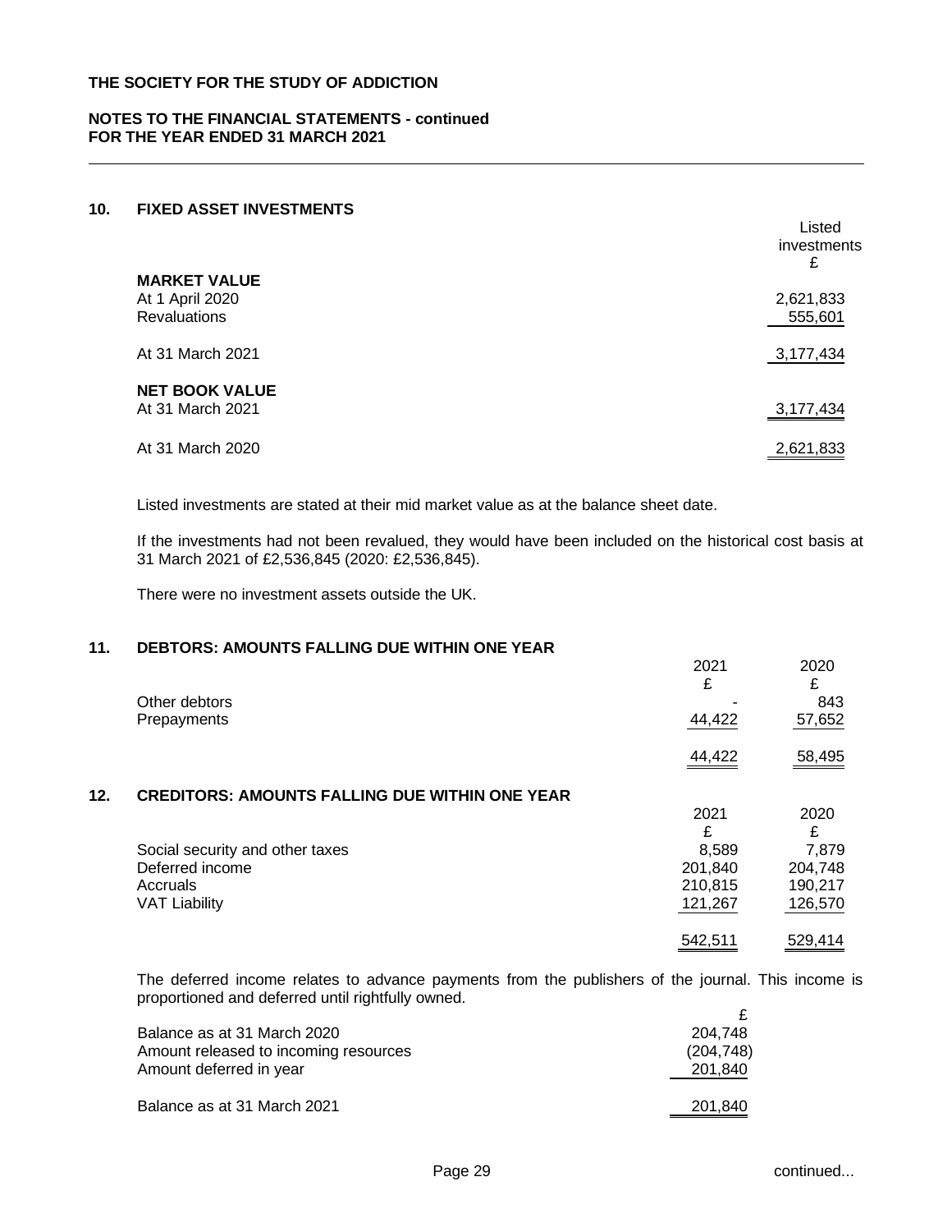**THE SOCIETY FOR THE STUDY OF ADDICTION**

**NOTES TO THE FINANCIAL STATEMENTS - continued**
**FOR THE YEAR ENDED 31 MARCH 2021**

## 10. FIXED ASSET INVESTMENTS

| | Listed investments £ |
|---|---|
| **MARKET VALUE** | |
| At 1 April 2020 | 2,621,833 |
| Revaluations | 555,601 |
| At 31 March 2021 | 3,177,434 |
| **NET BOOK VALUE** | |
| At 31 March 2021 | 3,177,434 |
| At 31 March 2020 | 2,621,833 |

Listed investments are stated at their mid market value as at the balance sheet date.

If the investments had not been revalued, they would have been included on the historical cost basis at 31 March 2021 of £2,536,845 (2020: £2,536,845).

There were no investment assets outside the UK.

## 11. DEBTORS: AMOUNTS FALLING DUE WITHIN ONE YEAR

| | 2021 £ | 2020 £ |
|---|---|---|
| Other debtors | - | 843 |
| Prepayments | 44,422 | 57,652 |
| | 44,422 | 58,495 |

## 12. CREDITORS: AMOUNTS FALLING DUE WITHIN ONE YEAR

| | 2021 £ | 2020 £ |
|---|---|---|
| Social security and other taxes | 8,589 | 7,879 |
| Deferred income | 201,840 | 204,748 |
| Accruals | 210,815 | 190,217 |
| VAT Liability | 121,267 | 126,570 |
| | 542,511 | 529,414 |

The deferred income relates to advance payments from the publishers of the journal. This income is proportioned and deferred until rightfully owned.

| | £ |
|---|---|
| Balance as at 31 March 2020 | 204,748 |
| Amount released to incoming resources | (204,748) |
| Amount deferred in year | 201,840 |
| Balance as at 31 March 2021 | 201,840 |

continued...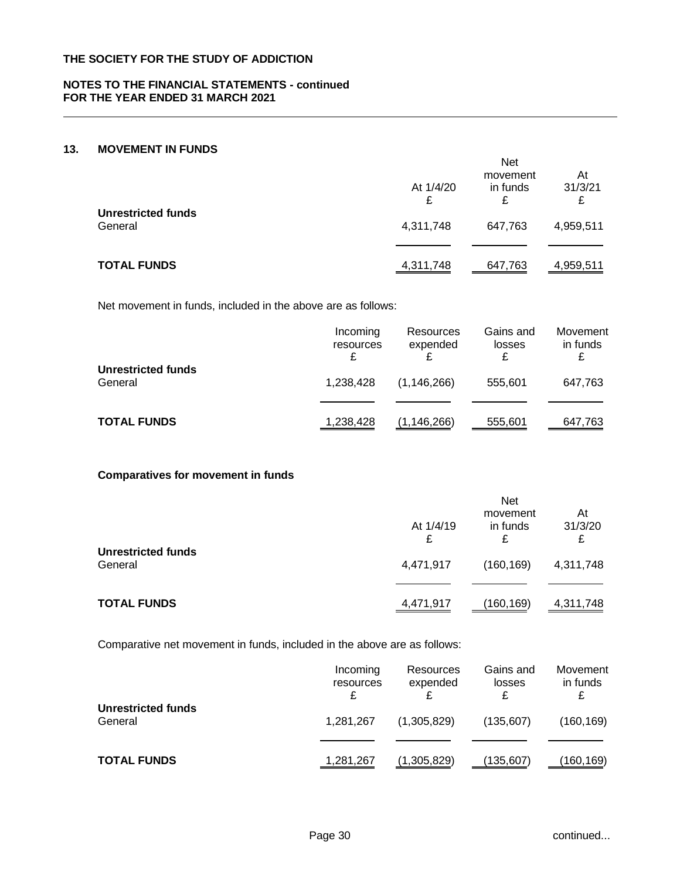**THE SOCIETY FOR THE STUDY OF ADDICTION**

**NOTES TO THE FINANCIAL STATEMENTS - continued**
**FOR THE YEAR ENDED 31 MARCH 2021**

## 13. MOVEMENT IN FUNDS

| | At 1/4/20 £ | Net movement in funds £ | At 31/3/21 £ |
|---|---|---|---|
| **Unrestricted funds** | | | |
| General | 4,311,748 | 647,763 | 4,959,511 |
| **TOTAL FUNDS** | 4,311,748 | 647,763 | 4,959,511 |

Net movement in funds, included in the above are as follows:

| | Incoming resources £ | Resources expended £ | Gains and losses £ | Movement in funds £ |
|---|---|---|---|---|
| **Unrestricted funds** | | | | |
| General | 1,238,428 | (1,146,266) | 555,601 | 647,763 |
| **TOTAL FUNDS** | 1,238,428 | (1,146,266) | 555,601 | 647,763 |

**Comparatives for movement in funds**

| | At 1/4/19 £ | Net movement in funds £ | At 31/3/20 £ |
|---|---|---|---|
| **Unrestricted funds** | | | |
| General | 4,471,917 | (160,169) | 4,311,748 |
| **TOTAL FUNDS** | 4,471,917 | (160,169) | 4,311,748 |

Comparative net movement in funds, included in the above are as follows:

| | Incoming resources £ | Resources expended £ | Gains and losses £ | Movement in funds £ |
|---|---|---|---|---|
| **Unrestricted funds** | | | | |
| General | 1,281,267 | (1,305,829) | (135,607) | (160,169) |
| **TOTAL FUNDS** | 1,281,267 | (1,305,829) | (135,607) | (160,169) |

continued...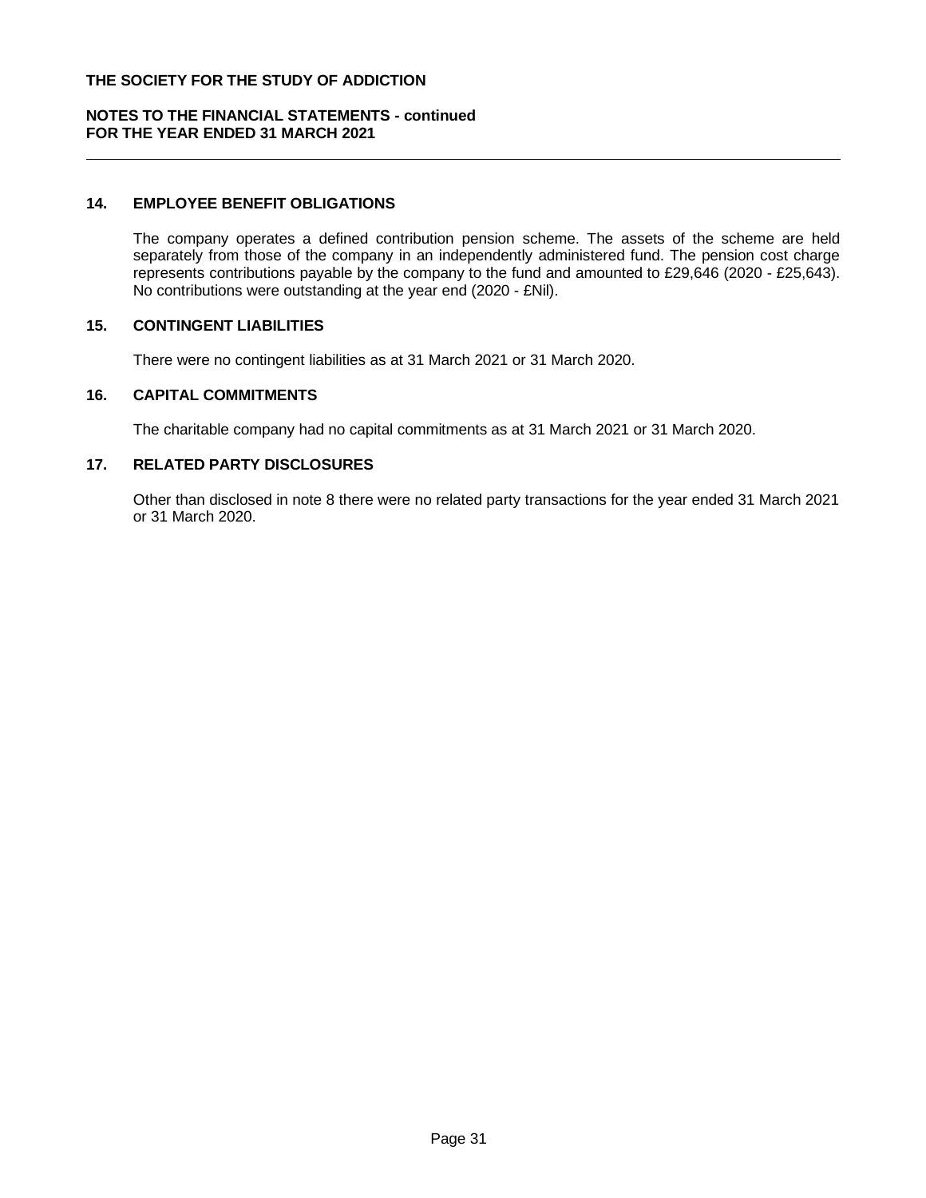## 14. EMPLOYEE BENEFIT OBLIGATIONS

The company operates a defined contribution pension scheme. The assets of the scheme are held separately from those of the company in an independently administered fund. The pension cost charge represents contributions payable by the company to the fund and amounted to £29,646 (2020 - £25,643). No contributions were outstanding at the year end (2020 - £Nil).

## 15. CONTINGENT LIABILITIES

There were no contingent liabilities as at 31 March 2021 or 31 March 2020.

## 16. CAPITAL COMMITMENTS

The charitable company had no capital commitments as at 31 March 2021 or 31 March 2020.

## 17. RELATED PARTY DISCLOSURES

Other than disclosed in note 8 there were no related party transactions for the year ended 31 March 2021 or 31 March 2020.